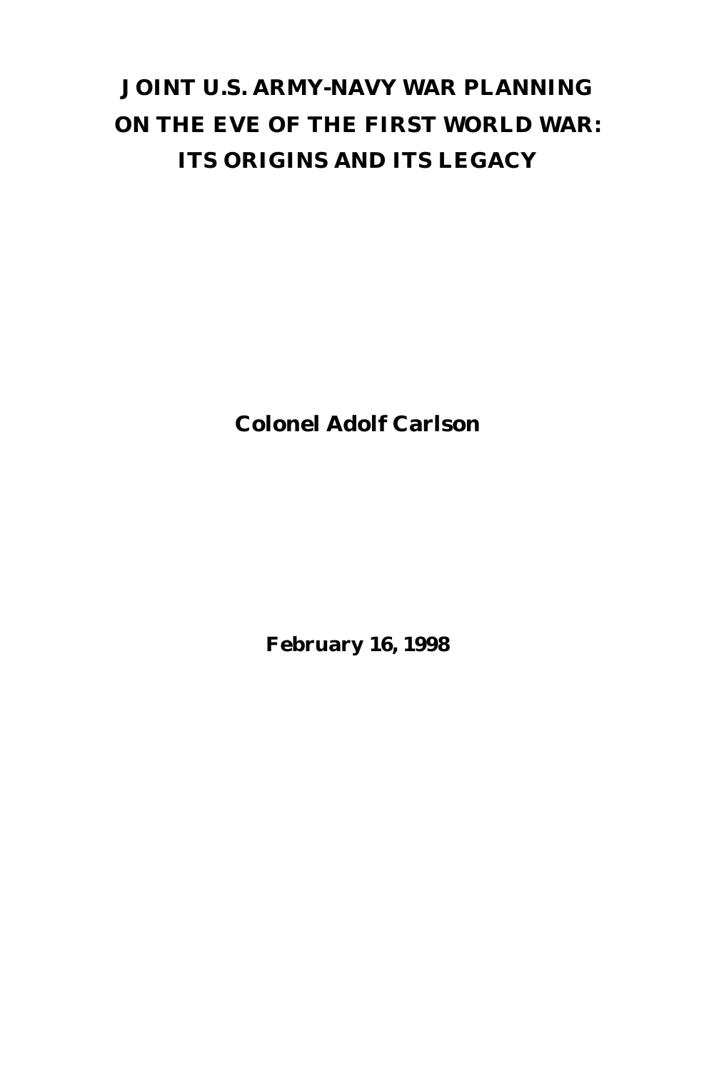# JOINT U.S. ARMY-NAVY WAR PLANNING ON THE EVE OF THE FIRST WORLD WAR: ITS ORIGINS AND ITS LEGACY

**Colonel Adolf Carlson**

**February 16, 1998**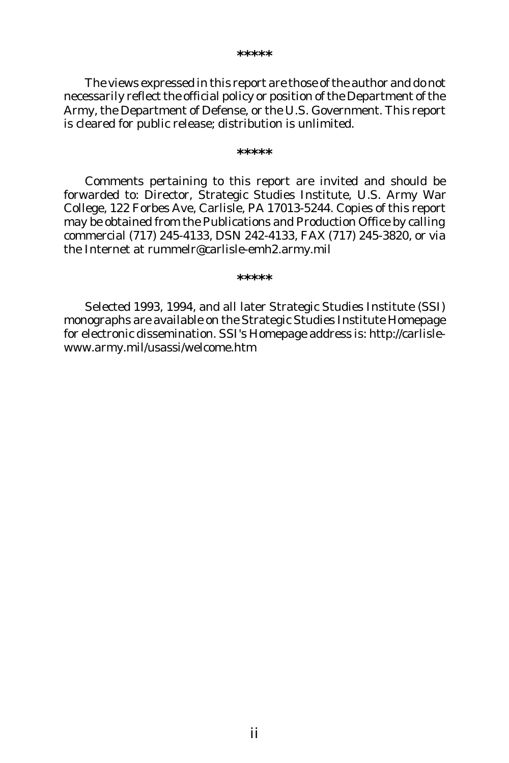*****

The views expressed in this report are those of the author and do not necessarily reflect the official policy or position of the Department of the Army, the Department of Defense, or the U.S. Government. This report is cleared for public release; distribution is unlimited.

*****

Comments pertaining to this report are invited and should be forwarded to: Director, Strategic Studies Institute, U.S. Army War College, 122 Forbes Ave, Carlisle, PA 17013-5244. Copies of this report may be obtained from the Publications and Production Office by calling commercial (717) 245-4133, DSN 242-4133, FAX (717) 245-3820, or via the Internet at rummelr@carlisle-emh2.army.mil

*****

Selected 1993, 1994, and all later Strategic Studies Institute (SSI) monographs are available on the Strategic Studies Institute Homepage for electronic dissemination. SSI's Homepage address is: http://carlisle-www.army.mil/usassi/welcome.htm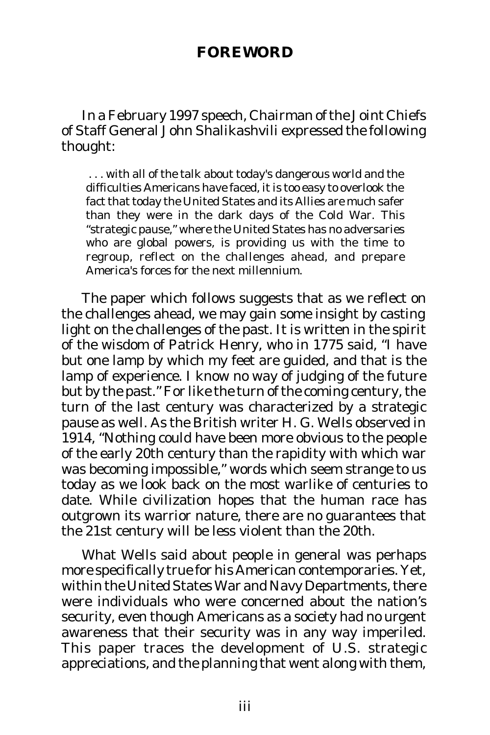## FOREWORD

In a February 1997 speech, Chairman of the Joint Chiefs of Staff General John Shalikashvili expressed the following thought:

> . . . with all of the talk about today's dangerous world and the difficulties Americans have faced, it is too easy to overlook the fact that today the United States and its Allies are much safer than they were in the dark days of the Cold War. This "strategic pause," where the United States has no adversaries who are global powers, is providing us with the time to regroup, reflect on the challenges ahead, and prepare America's forces for the next millennium.

The paper which follows suggests that as we reflect on the challenges ahead, we may gain some insight by casting light on the challenges of the past. It is written in the spirit of the wisdom of Patrick Henry, who in 1775 said, "I have but one lamp by which my feet are guided, and that is the lamp of experience. I know no way of judging of the future but by the past." For like the turn of the coming century, the turn of the last century was characterized by a strategic pause as well. As the British writer H. G. Wells observed in 1914, "Nothing could have been more obvious to the people of the early 20th century than the rapidity with which war was becoming impossible," words which seem strange to us today as we look back on the most warlike of centuries to date. While civilization hopes that the human race has outgrown its warrior nature, there are no guarantees that the 21st century will be less violent than the 20th.

What Wells said about people in general was perhaps more specifically true for his American contemporaries. Yet, within the United States War and Navy Departments, there were individuals who were concerned about the nation's security, even though Americans as a society had no urgent awareness that their security was in any way imperiled. This paper traces the development of U.S. strategic appreciations, and the planning that went along with them,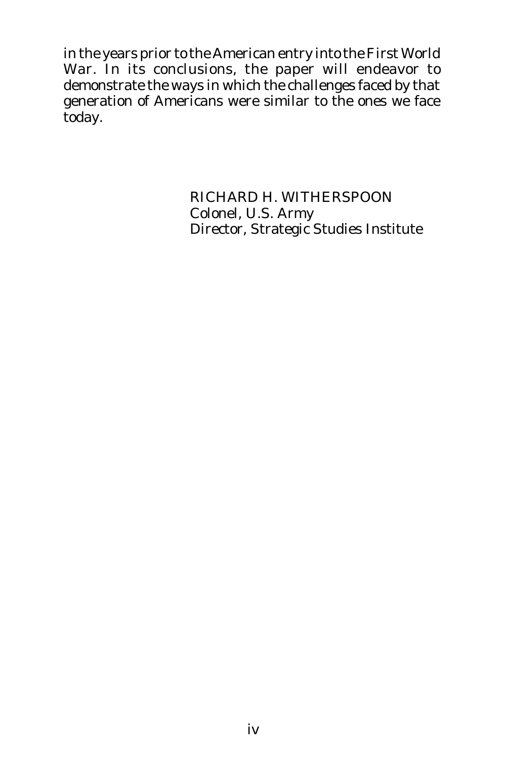in the years prior to the American entry into the First World War. In its conclusions, the paper will endeavor to demonstrate the ways in which the challenges faced by that generation of Americans were similar to the ones we face today.

RICHARD H. WITHERSPOON
Colonel, U.S. Army
Director, Strategic Studies Institute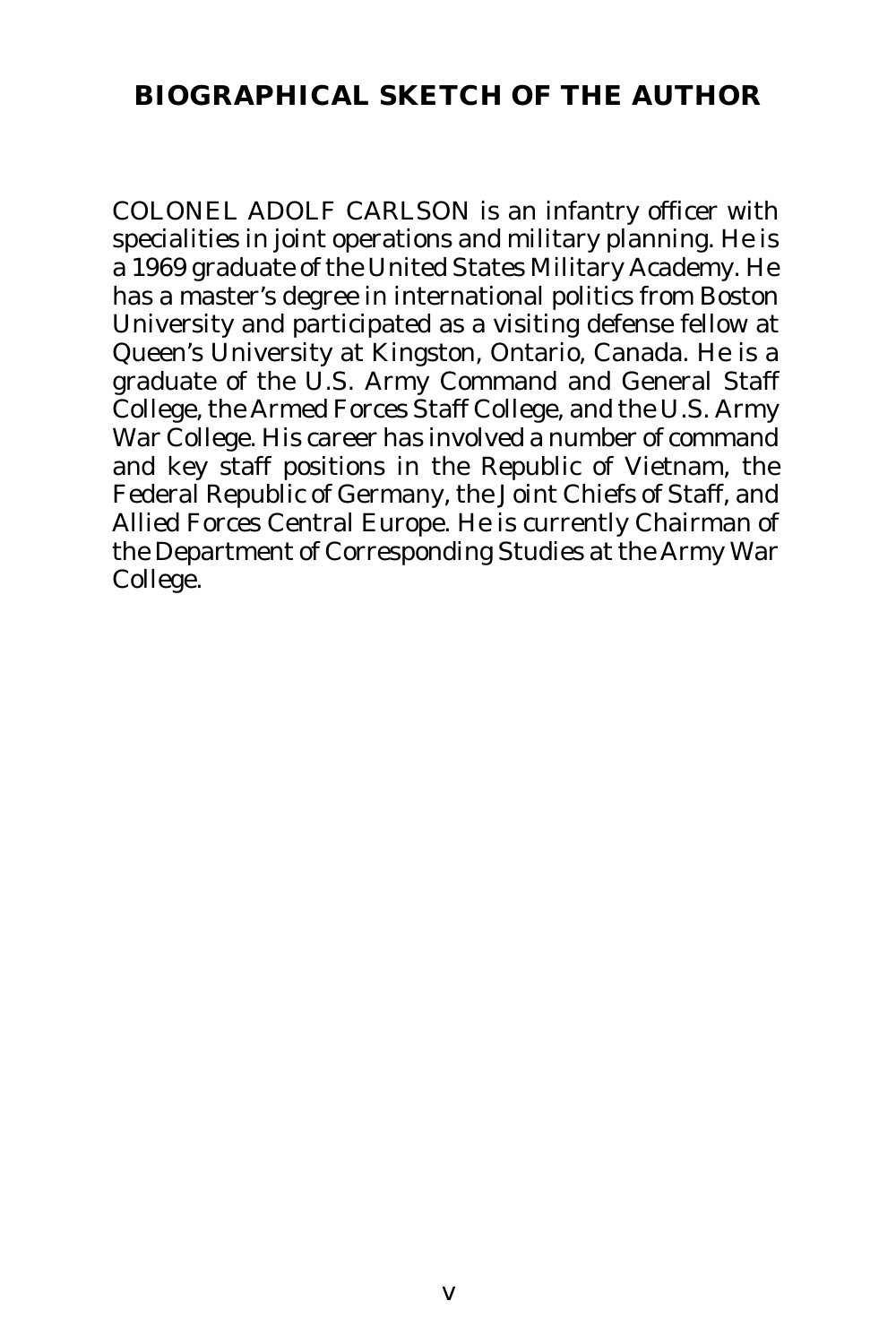## BIOGRAPHICAL SKETCH OF THE AUTHOR

COLONEL ADOLF CARLSON is an infantry officer with specialities in joint operations and military planning. He is a 1969 graduate of the United States Military Academy. He has a master's degree in international politics from Boston University and participated as a visiting defense fellow at Queen's University at Kingston, Ontario, Canada. He is a graduate of the U.S. Army Command and General Staff College, the Armed Forces Staff College, and the U.S. Army War College. His career has involved a number of command and key staff positions in the Republic of Vietnam, the Federal Republic of Germany, the Joint Chiefs of Staff, and Allied Forces Central Europe. He is currently Chairman of the Department of Corresponding Studies at the Army War College.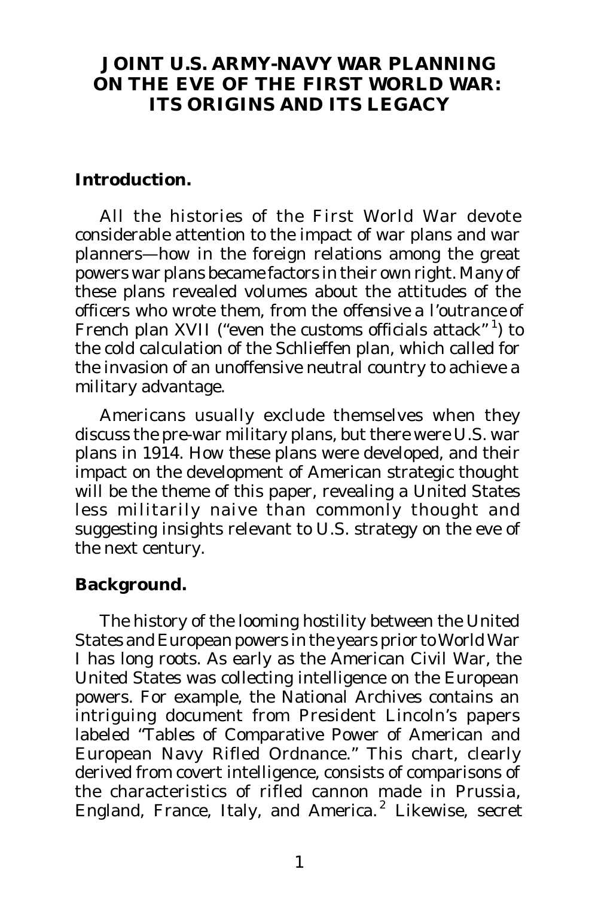# JOINT U.S. ARMY-NAVY WAR PLANNING ON THE EVE OF THE FIRST WORLD WAR: ITS ORIGINS AND ITS LEGACY

## Introduction.

All the histories of the First World War devote considerable attention to the impact of war plans and war planners—how in the foreign relations among the great powers war plans became factors in their own right. Many of these plans revealed volumes about the attitudes of the officers who wrote them, from the *offensive a l'outrance* of French plan XVII ("even the customs officials attack"[1]) to the cold calculation of the Schlieffen plan, which called for the invasion of an unoffensive neutral country to achieve a military advantage.

Americans usually exclude themselves when they discuss the pre-war military plans, but there were U.S. war plans in 1914. How these plans were developed, and their impact on the development of American strategic thought will be the theme of this paper, revealing a United States less militarily naive than commonly thought and suggesting insights relevant to U.S. strategy on the eve of the next century.

## Background.

The history of the looming hostility between the United States and European powers in the years prior to World War I has long roots. As early as the American Civil War, the United States was collecting intelligence on the European powers. For example, the National Archives contains an intriguing document from President Lincoln's papers labeled "Tables of Comparative Power of American and European Navy Rifled Ordnance." This chart, clearly derived from covert intelligence, consists of comparisons of the characteristics of rifled cannon made in Prussia, England, France, Italy, and America.[2] Likewise, secret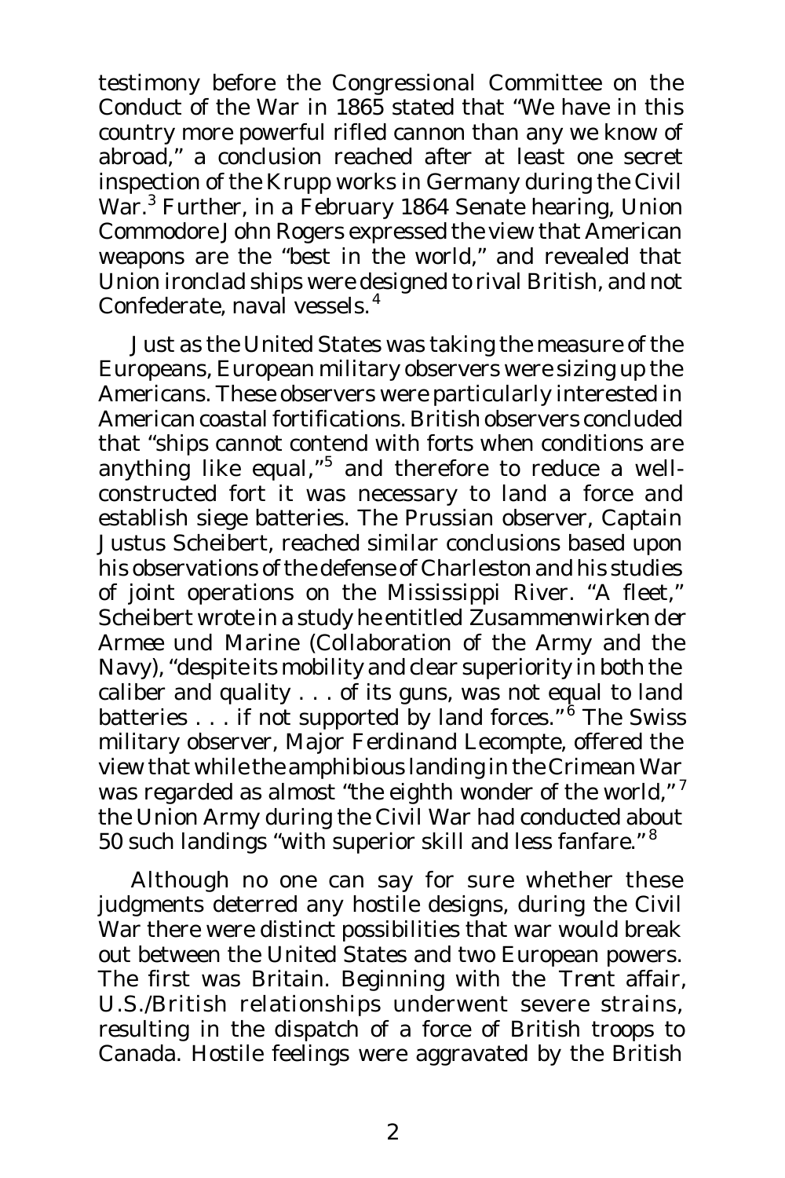testimony before the Congressional Committee on the Conduct of the War in 1865 stated that "We have in this country more powerful rifled cannon than any we know of abroad," a conclusion reached after at least one secret inspection of the Krupp works in Germany during the Civil War.[3] Further, in a February 1864 Senate hearing, Union Commodore John Rogers expressed the view that American weapons are the "best in the world," and revealed that Union ironclad ships were designed to rival British, and not Confederate, naval vessels.[4]

Just as the United States was taking the measure of the Europeans, European military observers were sizing up the Americans. These observers were particularly interested in American coastal fortifications. British observers concluded that "ships cannot contend with forts when conditions are anything like equal,"[5] and therefore to reduce a well-constructed fort it was necessary to land a force and establish siege batteries. The Prussian observer, Captain Justus Scheibert, reached similar conclusions based upon his observations of the defense of Charleston and his studies of joint operations on the Mississippi River. "A fleet," Scheibert wrote in a study he entitled *Zusammenwirken der Armee und Marine* (Collaboration of the Army and the Navy), "despite its mobility and clear superiority in both the caliber and quality . . . of its guns, was not equal to land batteries . . . if not supported by land forces."[6] The Swiss military observer, Major Ferdinand Lecompte, offered the view that while the amphibious landing in the Crimean War was regarded as almost "the eighth wonder of the world,"[7] the Union Army during the Civil War had conducted about 50 such landings "with superior skill and less fanfare."[8]

Although no one can say for sure whether these judgments deterred any hostile designs, during the Civil War there were distinct possibilities that war would break out between the United States and two European powers. The first was Britain. Beginning with the *Trent* affair, U.S./British relationships underwent severe strains, resulting in the dispatch of a force of British troops to Canada. Hostile feelings were aggravated by the British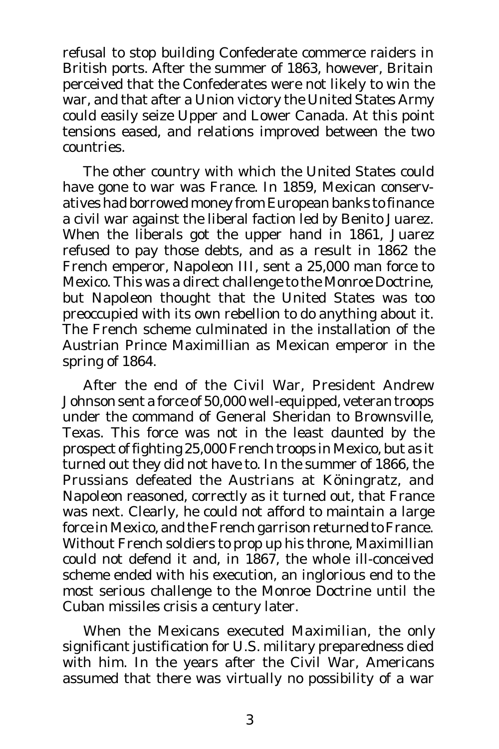refusal to stop building Confederate commerce raiders in British ports. After the summer of 1863, however, Britain perceived that the Confederates were not likely to win the war, and that after a Union victory the United States Army could easily seize Upper and Lower Canada. At this point tensions eased, and relations improved between the two countries.

The other country with which the United States could have gone to war was France. In 1859, Mexican conservatives had borrowed money from European banks to finance a civil war against the liberal faction led by Benito Juarez. When the liberals got the upper hand in 1861, Juarez refused to pay those debts, and as a result in 1862 the French emperor, Napoleon III, sent a 25,000 man force to Mexico. This was a direct challenge to the Monroe Doctrine, but Napoleon thought that the United States was too preoccupied with its own rebellion to do anything about it. The French scheme culminated in the installation of the Austrian Prince Maximillian as Mexican emperor in the spring of 1864.

After the end of the Civil War, President Andrew Johnson sent a force of 50,000 well-equipped, veteran troops under the command of General Sheridan to Brownsville, Texas. This force was not in the least daunted by the prospect of fighting 25,000 French troops in Mexico, but as it turned out they did not have to. In the summer of 1866, the Prussians defeated the Austrians at Köningratz, and Napoleon reasoned, correctly as it turned out, that France was next. Clearly, he could not afford to maintain a large force in Mexico, and the French garrison returned to France. Without French soldiers to prop up his throne, Maximillian could not defend it and, in 1867, the whole ill-conceived scheme ended with his execution, an inglorious end to the most serious challenge to the Monroe Doctrine until the Cuban missiles crisis a century later.

When the Mexicans executed Maximilian, the only significant justification for U.S. military preparedness died with him. In the years after the Civil War, Americans assumed that there was virtually no possibility of a war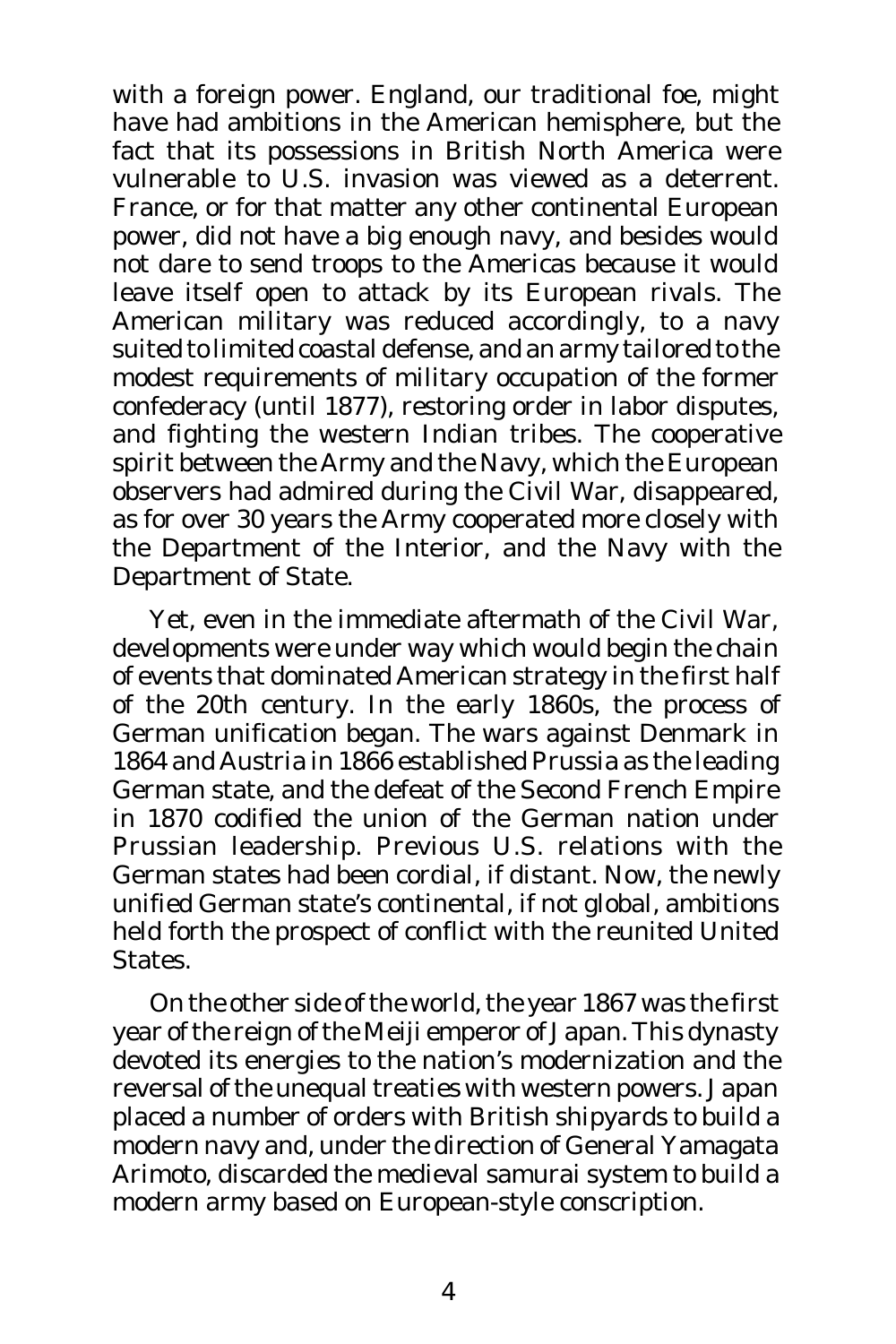with a foreign power. England, our traditional foe, might have had ambitions in the American hemisphere, but the fact that its possessions in British North America were vulnerable to U.S. invasion was viewed as a deterrent. France, or for that matter any other continental European power, did not have a big enough navy, and besides would not dare to send troops to the Americas because it would leave itself open to attack by its European rivals. The American military was reduced accordingly, to a navy suited to limited coastal defense, and an army tailored to the modest requirements of military occupation of the former confederacy (until 1877), restoring order in labor disputes, and fighting the western Indian tribes. The cooperative spirit between the Army and the Navy, which the European observers had admired during the Civil War, disappeared, as for over 30 years the Army cooperated more closely with the Department of the Interior, and the Navy with the Department of State.

Yet, even in the immediate aftermath of the Civil War, developments were under way which would begin the chain of events that dominated American strategy in the first half of the 20th century. In the early 1860s, the process of German unification began. The wars against Denmark in 1864 and Austria in 1866 established Prussia as the leading German state, and the defeat of the Second French Empire in 1870 codified the union of the German nation under Prussian leadership. Previous U.S. relations with the German states had been cordial, if distant. Now, the newly unified German state's continental, if not global, ambitions held forth the prospect of conflict with the reunited United States.

On the other side of the world, the year 1867 was the first year of the reign of the Meiji emperor of Japan. This dynasty devoted its energies to the nation's modernization and the reversal of the unequal treaties with western powers. Japan placed a number of orders with British shipyards to build a modern navy and, under the direction of General Yamagata Arimoto, discarded the medieval samurai system to build a modern army based on European-style conscription.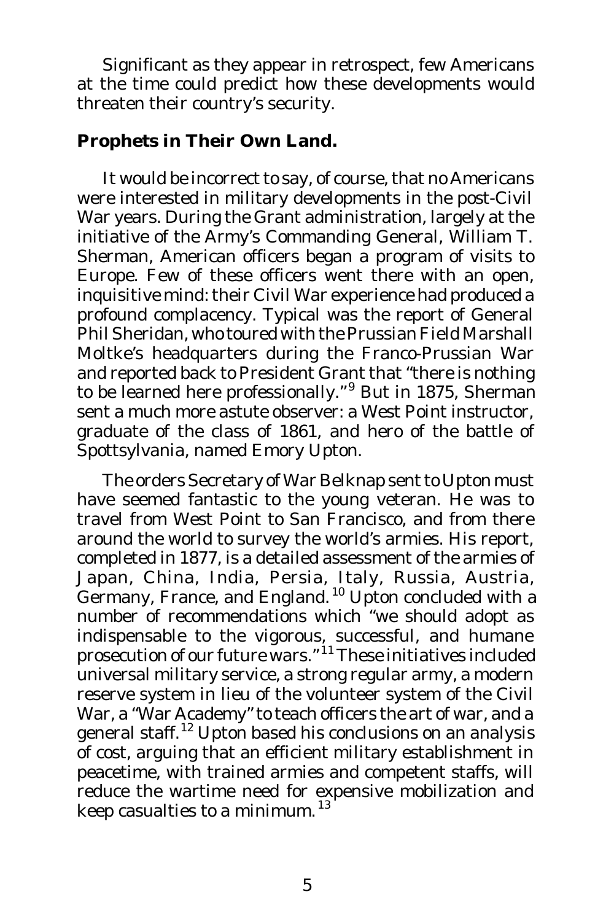Significant as they appear in retrospect, few Americans at the time could predict how these developments would threaten their country's security.

**Prophets in Their Own Land.**

It would be incorrect to say, of course, that no Americans were interested in military developments in the post-Civil War years. During the Grant administration, largely at the initiative of the Army's Commanding General, William T. Sherman, American officers began a program of visits to Europe. Few of these officers went there with an open, inquisitive mind: their Civil War experience had produced a profound complacency. Typical was the report of General Phil Sheridan, who toured with the Prussian Field Marshall Moltke's headquarters during the Franco-Prussian War and reported back to President Grant that "there is nothing to be learned here professionally."[9] But in 1875, Sherman sent a much more astute observer: a West Point instructor, graduate of the class of 1861, and hero of the battle of Spottsylvania, named Emory Upton.

The orders Secretary of War Belknap sent to Upton must have seemed fantastic to the young veteran. He was to travel from West Point to San Francisco, and from there around the world to survey the world's armies. His report, completed in 1877, is a detailed assessment of the armies of Japan, China, India, Persia, Italy, Russia, Austria, Germany, France, and England.[10] Upton concluded with a number of recommendations which "we should adopt as indispensable to the vigorous, successful, and humane prosecution of our future wars."[11] These initiatives included universal military service, a strong regular army, a modern reserve system in lieu of the volunteer system of the Civil War, a "War Academy" to teach officers the art of war, and a general staff.[12] Upton based his conclusions on an analysis of cost, arguing that an efficient military establishment in peacetime, with trained armies and competent staffs, will reduce the wartime need for expensive mobilization and keep casualties to a minimum.[13]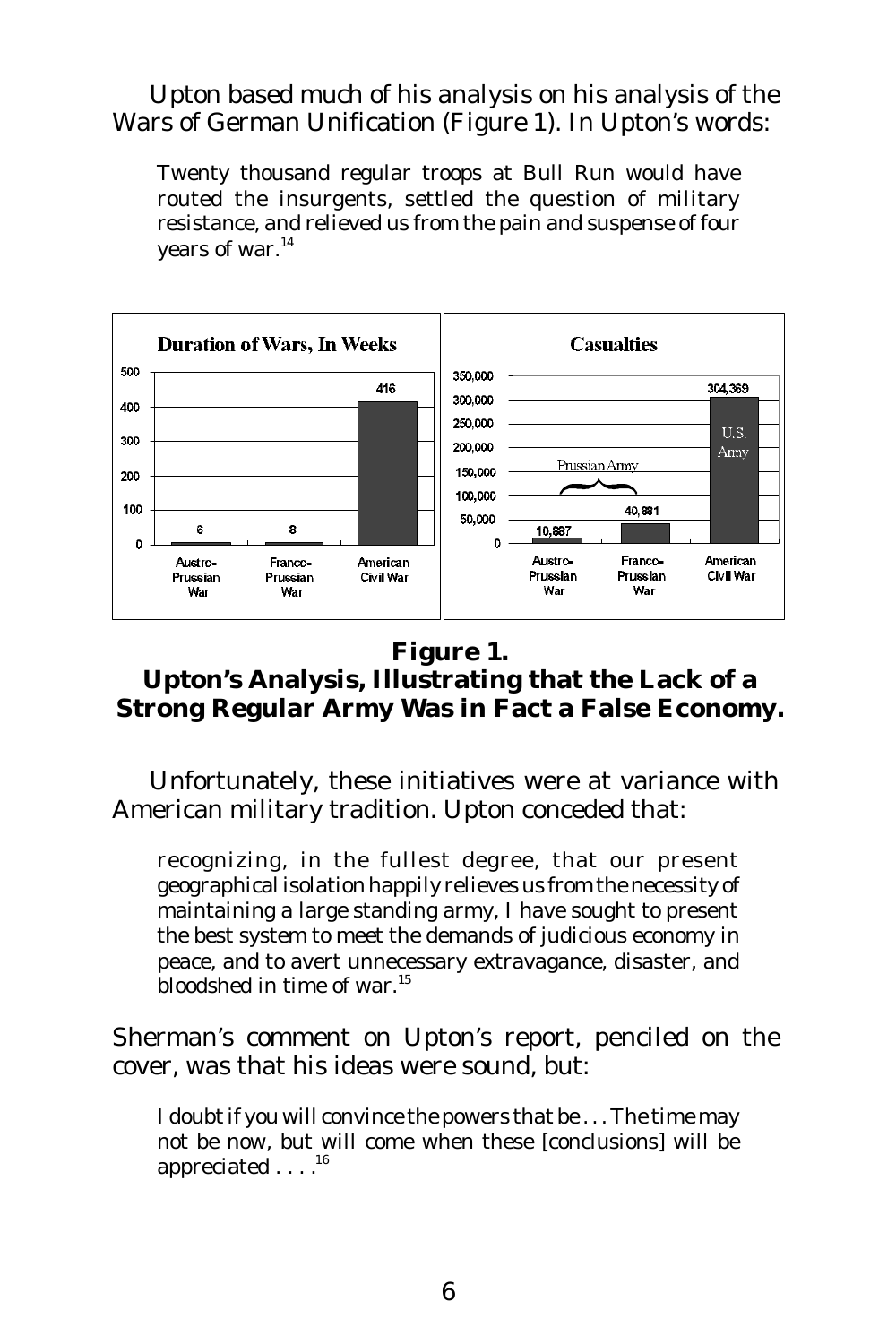Upton based much of his analysis on his analysis of the Wars of German Unification (Figure 1). In Upton's words:

> Twenty thousand regular troops at Bull Run would have routed the insurgents, settled the question of military resistance, and relieved us from the pain and suspense of four years of war.[14]

**Figure 1.**
**Upton's Analysis, Illustrating that the Lack of a Strong Regular Army Was in Fact a False Economy.**

Unfortunately, these initiatives were at variance with American military tradition. Upton conceded that:

> recognizing, in the fullest degree, that our present geographical isolation happily relieves us from the necessity of maintaining a large standing army, I have sought to present the best system to meet the demands of judicious economy in peace, and to avert unnecessary extravagance, disaster, and bloodshed in time of war.[15]

Sherman's comment on Upton's report, penciled on the cover, was that his ideas were sound, but:

> I doubt if you will convince the powers that be . . . The time may not be now, but will come when these [conclusions] will be appreciated . . . .[16]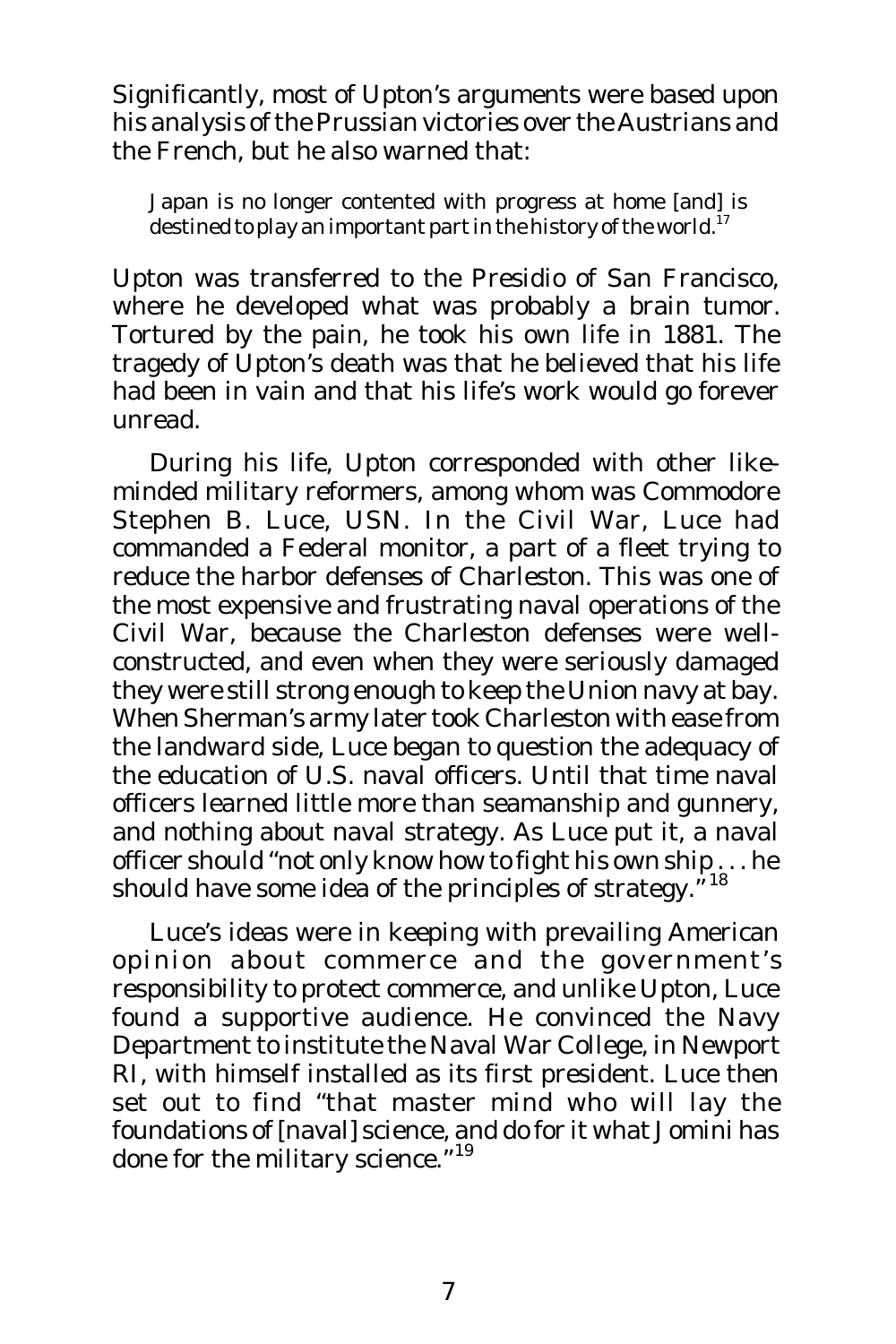Significantly, most of Upton's arguments were based upon his analysis of the Prussian victories over the Austrians and the French, but he also warned that:

> Japan is no longer contented with progress at home [and] is destined to play an important part in the history of the world.[17]

Upton was transferred to the Presidio of San Francisco, where he developed what was probably a brain tumor. Tortured by the pain, he took his own life in 1881. The tragedy of Upton's death was that he believed that his life had been in vain and that his life's work would go forever unread.

During his life, Upton corresponded with other like-minded military reformers, among whom was Commodore Stephen B. Luce, USN. In the Civil War, Luce had commanded a Federal monitor, a part of a fleet trying to reduce the harbor defenses of Charleston. This was one of the most expensive and frustrating naval operations of the Civil War, because the Charleston defenses were well-constructed, and even when they were seriously damaged they were still strong enough to keep the Union navy at bay. When Sherman's army later took Charleston with ease from the landward side, Luce began to question the adequacy of the education of U.S. naval officers. Until that time naval officers learned little more than seamanship and gunnery, and nothing about naval strategy. As Luce put it, a naval officer should "not only know how to fight his own ship . . . he should have some idea of the principles of strategy."[18]

Luce's ideas were in keeping with prevailing American opinion about commerce and the government's responsibility to protect commerce, and unlike Upton, Luce found a supportive audience. He convinced the Navy Department to institute the Naval War College, in Newport RI, with himself installed as its first president. Luce then set out to find "that master mind who will lay the foundations of [naval] science, and do for it what Jomini has done for the military science."[19]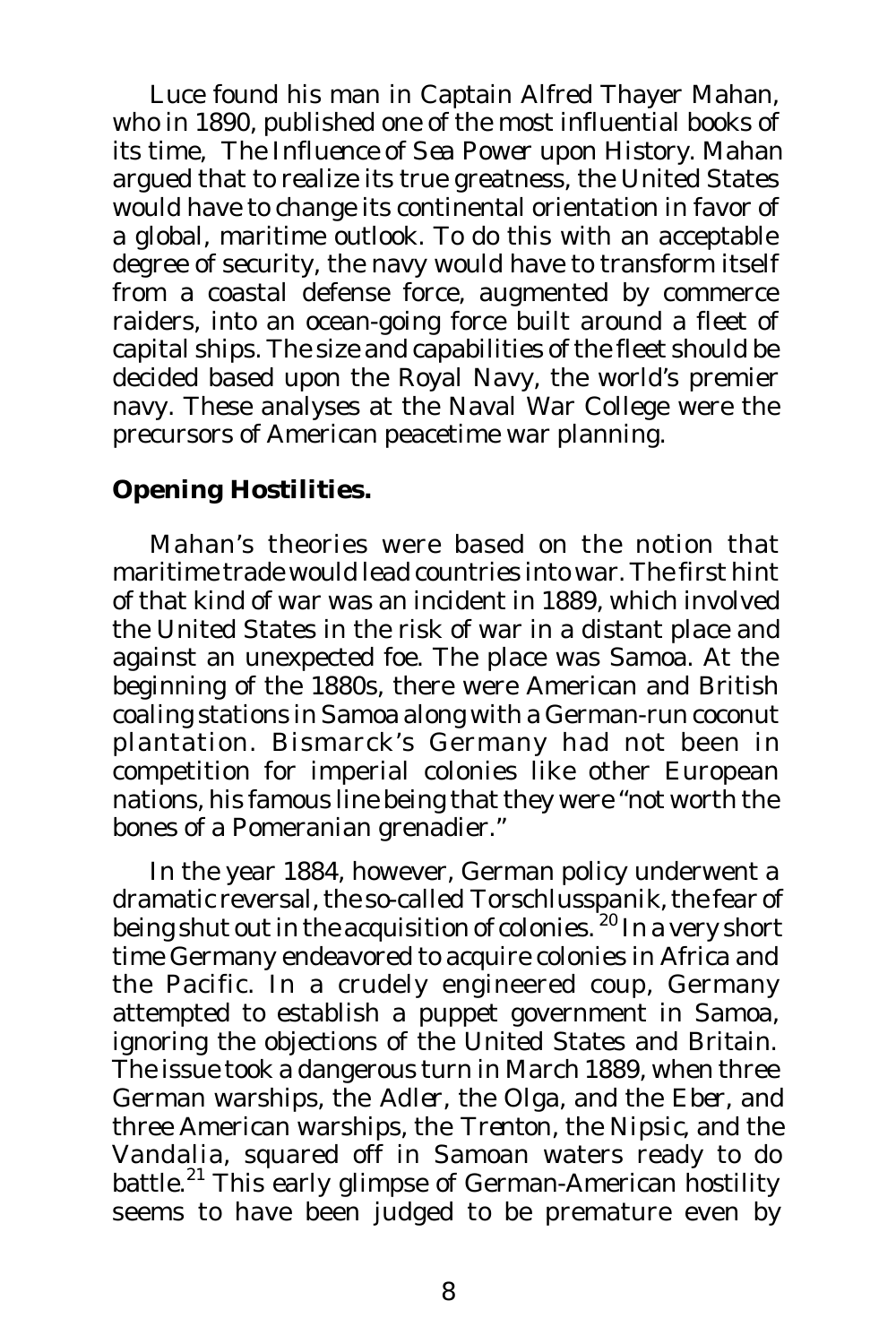Luce found his man in Captain Alfred Thayer Mahan, who in 1890, published one of the most influential books of its time, *The Influence of Sea Power upon History*. Mahan argued that to realize its true greatness, the United States would have to change its continental orientation in favor of a global, maritime outlook. To do this with an acceptable degree of security, the navy would have to transform itself from a coastal defense force, augmented by commerce raiders, into an ocean-going force built around a fleet of capital ships. The size and capabilities of the fleet should be decided based upon the Royal Navy, the world's premier navy. These analyses at the Naval War College were the precursors of American peacetime war planning.

**Opening Hostilities.**

Mahan's theories were based on the notion that maritime trade would lead countries into war. The first hint of that kind of war was an incident in 1889, which involved the United States in the risk of war in a distant place and against an unexpected foe. The place was Samoa. At the beginning of the 1880s, there were American and British coaling stations in Samoa along with a German-run coconut plantation. Bismarck's Germany had not been in competition for imperial colonies like other European nations, his famous line being that they were "not worth the bones of a Pomeranian grenadier."

In the year 1884, however, German policy underwent a dramatic reversal, the so-called *Torschlusspanik*, the fear of being shut out in the acquisition of colonies.[20] In a very short time Germany endeavored to acquire colonies in Africa and the Pacific. In a crudely engineered coup, Germany attempted to establish a puppet government in Samoa, ignoring the objections of the United States and Britain. The issue took a dangerous turn in March 1889, when three German warships, the *Adler*, the *Olga*, and the *Eber*, and three American warships, the *Trenton*, the *Nipsic*, and the *Vandalia*, squared off in Samoan waters ready to do battle.[21] This early glimpse of German-American hostility seems to have been judged to be premature even by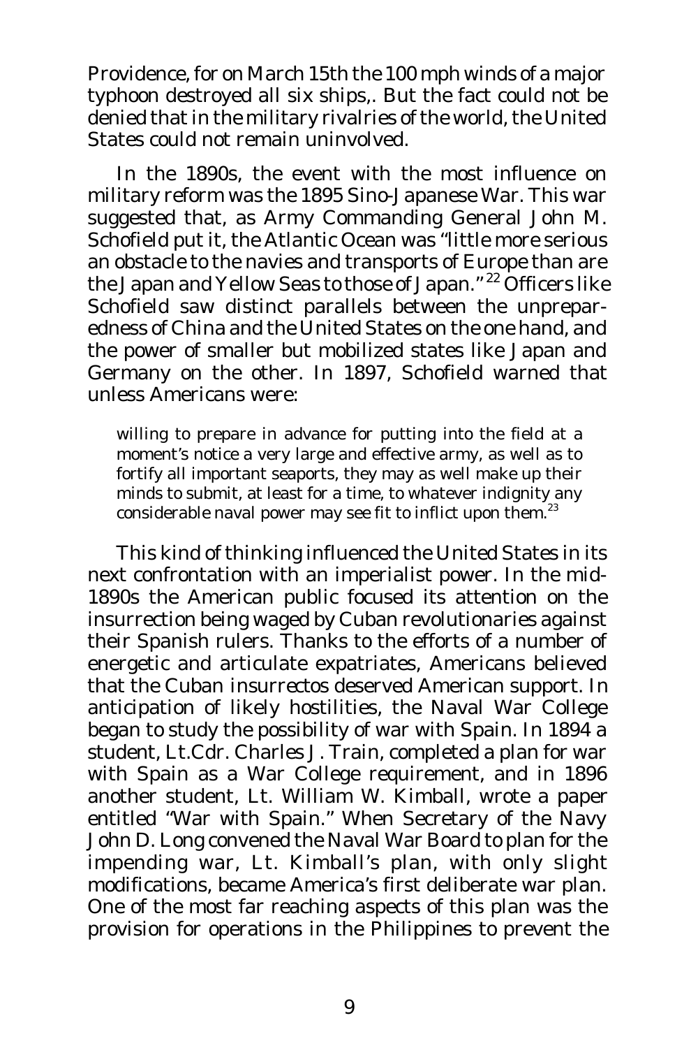Providence, for on March 15th the 100 mph winds of a major typhoon destroyed all six ships,. But the fact could not be denied that in the military rivalries of the world, the United States could not remain uninvolved.

In the 1890s, the event with the most influence on military reform was the 1895 Sino-Japanese War. This war suggested that, as Army Commanding General John M. Schofield put it, the Atlantic Ocean was "little more serious an obstacle to the navies and transports of Europe than are the Japan and Yellow Seas to those of Japan."[22] Officers like Schofield saw distinct parallels between the unpreparedness of China and the United States on the one hand, and the power of smaller but mobilized states like Japan and Germany on the other. In 1897, Schofield warned that unless Americans were:

> willing to prepare in advance for putting into the field at a moment's notice a very large and effective army, as well as to fortify all important seaports, they may as well make up their minds to submit, at least for a time, to whatever indignity any considerable naval power may see fit to inflict upon them.[23]

This kind of thinking influenced the United States in its next confrontation with an imperialist power. In the mid-1890s the American public focused its attention on the insurrection being waged by Cuban revolutionaries against their Spanish rulers. Thanks to the efforts of a number of energetic and articulate expatriates, Americans believed that the Cuban insurrectos deserved American support. In anticipation of likely hostilities, the Naval War College began to study the possibility of war with Spain. In 1894 a student, Lt.Cdr. Charles J. Train, completed a plan for war with Spain as a War College requirement, and in 1896 another student, Lt. William W. Kimball, wrote a paper entitled "War with Spain." When Secretary of the Navy John D. Long convened the Naval War Board to plan for the impending war, Lt. Kimball's plan, with only slight modifications, became America's first deliberate war plan. One of the most far reaching aspects of this plan was the provision for operations in the Philippines to prevent the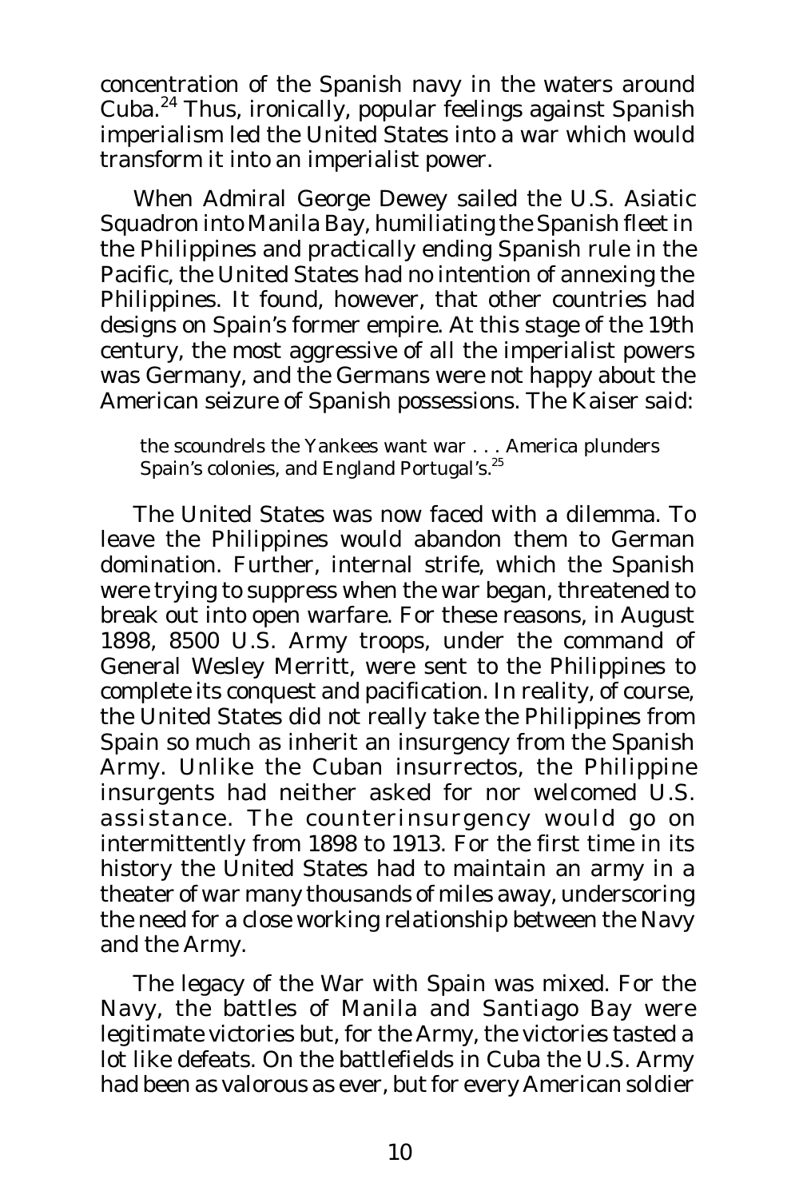concentration of the Spanish navy in the waters around Cuba.[24] Thus, ironically, popular feelings against Spanish imperialism led the United States into a war which would transform it into an imperialist power.

When Admiral George Dewey sailed the U.S. Asiatic Squadron into Manila Bay, humiliating the Spanish fleet in the Philippines and practically ending Spanish rule in the Pacific, the United States had no intention of annexing the Philippines. It found, however, that other countries had designs on Spain's former empire. At this stage of the 19th century, the most aggressive of all the imperialist powers was Germany, and the Germans were not happy about the American seizure of Spanish possessions. The Kaiser said:

> the scoundrels the Yankees want war . . . America plunders Spain's colonies, and England Portugal's.[25]

The United States was now faced with a dilemma. To leave the Philippines would abandon them to German domination. Further, internal strife, which the Spanish were trying to suppress when the war began, threatened to break out into open warfare. For these reasons, in August 1898, 8500 U.S. Army troops, under the command of General Wesley Merritt, were sent to the Philippines to complete its conquest and pacification. In reality, of course, the United States did not really take the Philippines from Spain so much as inherit an insurgency from the Spanish Army. Unlike the Cuban insurrectos, the Philippine insurgents had neither asked for nor welcomed U.S. assistance. The counterinsurgency would go on intermittently from 1898 to 1913. For the first time in its history the United States had to maintain an army in a theater of war many thousands of miles away, underscoring the need for a close working relationship between the Navy and the Army.

The legacy of the War with Spain was mixed. For the Navy, the battles of Manila and Santiago Bay were legitimate victories but, for the Army, the victories tasted a lot like defeats. On the battlefields in Cuba the U.S. Army had been as valorous as ever, but for every American soldier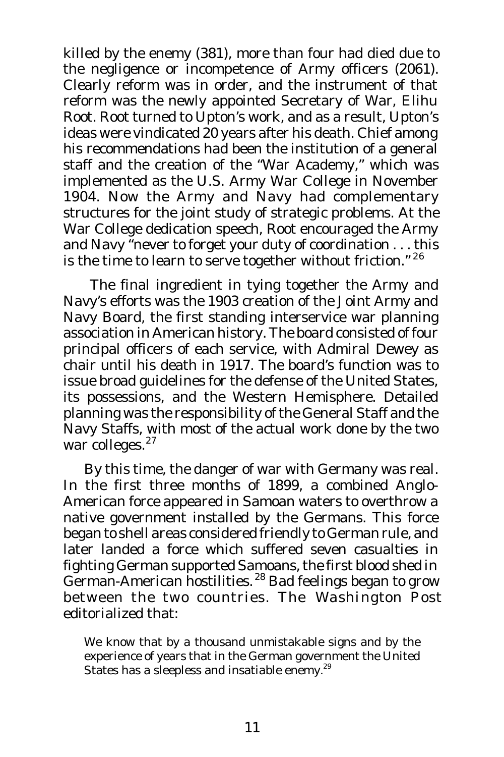killed by the enemy (381), more than four had died due to the negligence or incompetence of Army officers (2061). Clearly reform was in order, and the instrument of that reform was the newly appointed Secretary of War, Elihu Root. Root turned to Upton's work, and as a result, Upton's ideas were vindicated 20 years after his death. Chief among his recommendations had been the institution of a general staff and the creation of the "War Academy," which was implemented as the U.S. Army War College in November 1904. Now the Army and Navy had complementary structures for the joint study of strategic problems. At the War College dedication speech, Root encouraged the Army and Navy "never to forget your duty of coordination . . . this is the time to learn to serve together without friction."[26]

The final ingredient in tying together the Army and Navy's efforts was the 1903 creation of the Joint Army and Navy Board, the first standing interservice war planning association in American history. The board consisted of four principal officers of each service, with Admiral Dewey as chair until his death in 1917. The board's function was to issue broad guidelines for the defense of the United States, its possessions, and the Western Hemisphere. Detailed planning was the responsibility of the General Staff and the Navy Staffs, with most of the actual work done by the two war colleges.[27]

By this time, the danger of war with Germany was real. In the first three months of 1899, a combined Anglo-American force appeared in Samoan waters to overthrow a native government installed by the Germans. This force began to shell areas considered friendly to German rule, and later landed a force which suffered seven casualties in fighting German supported Samoans, the first blood shed in German-American hostilities.[28] Bad feelings began to grow between the two countries. The *Washington Post* editorialized that:

> We know that by a thousand unmistakable signs and by the experience of years that in the German government the United States has a sleepless and insatiable enemy.[29]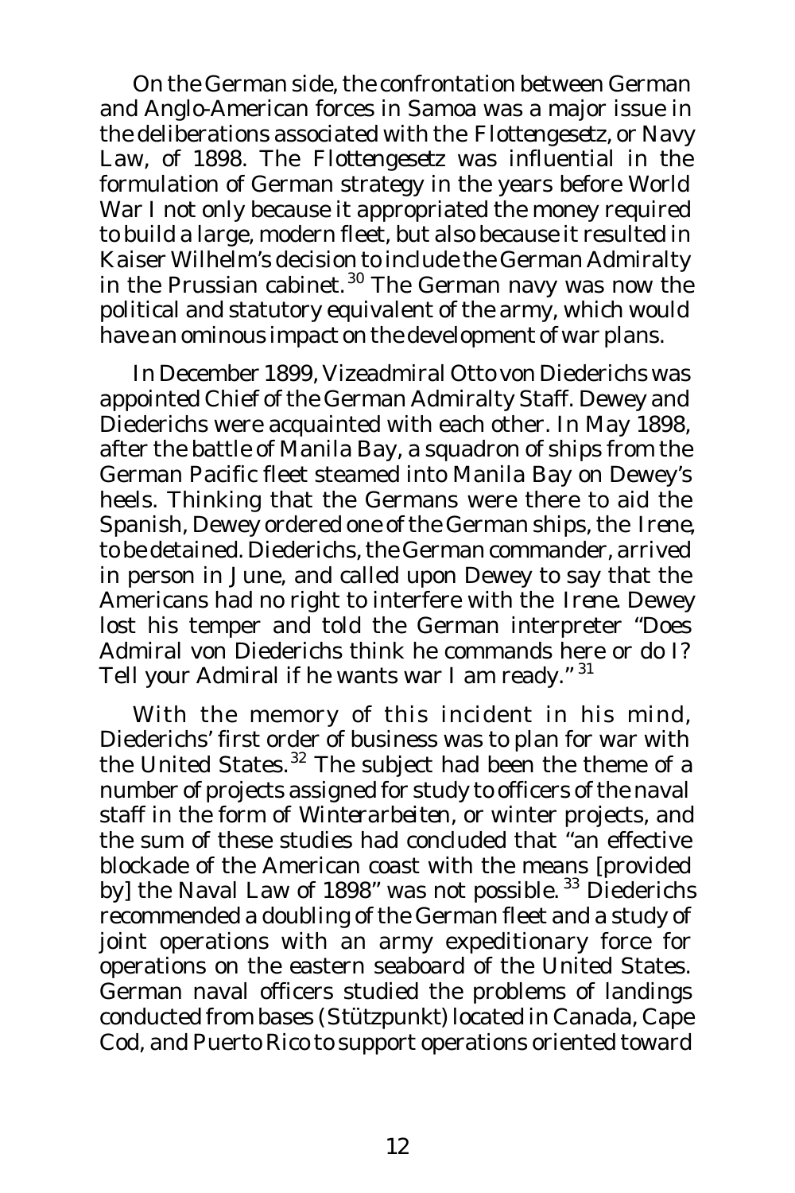On the German side, the confrontation between German and Anglo-American forces in Samoa was a major issue in the deliberations associated with the *Flottengesetz*, or Navy Law, of 1898. The *Flottengesetz* was influential in the formulation of German strategy in the years before World War I not only because it appropriated the money required to build a large, modern fleet, but also because it resulted in Kaiser Wilhelm's decision to include the German Admiralty in the Prussian cabinet.[30] The German navy was now the political and statutory equivalent of the army, which would have an ominous impact on the development of war plans.

In December 1899, Vizeadmiral Otto von Diederichs was appointed Chief of the German Admiralty Staff. Dewey and Diederichs were acquainted with each other. In May 1898, after the battle of Manila Bay, a squadron of ships from the German Pacific fleet steamed into Manila Bay on Dewey's heels. Thinking that the Germans were there to aid the Spanish, Dewey ordered one of the German ships, the *Irene*, to be detained. Diederichs, the German commander, arrived in person in June, and called upon Dewey to say that the Americans had no right to interfere with the *Irene*. Dewey lost his temper and told the German interpreter "Does Admiral von Diederichs think he commands here or do I? Tell your Admiral if he wants war I am ready."[31]

With the memory of this incident in his mind, Diederichs' first order of business was to plan for war with the United States.[32] The subject had been the theme of a number of projects assigned for study to officers of the naval staff in the form of *Winterarbeiten*, or winter projects, and the sum of these studies had concluded that "an effective blockade of the American coast with the means [provided by] the Naval Law of 1898" was not possible.[33] Diederichs recommended a doubling of the German fleet and a study of joint operations with an army expeditionary force for operations on the eastern seaboard of the United States. German naval officers studied the problems of landings conducted from bases (Stützpunkt) located in Canada, Cape Cod, and Puerto Rico to support operations oriented toward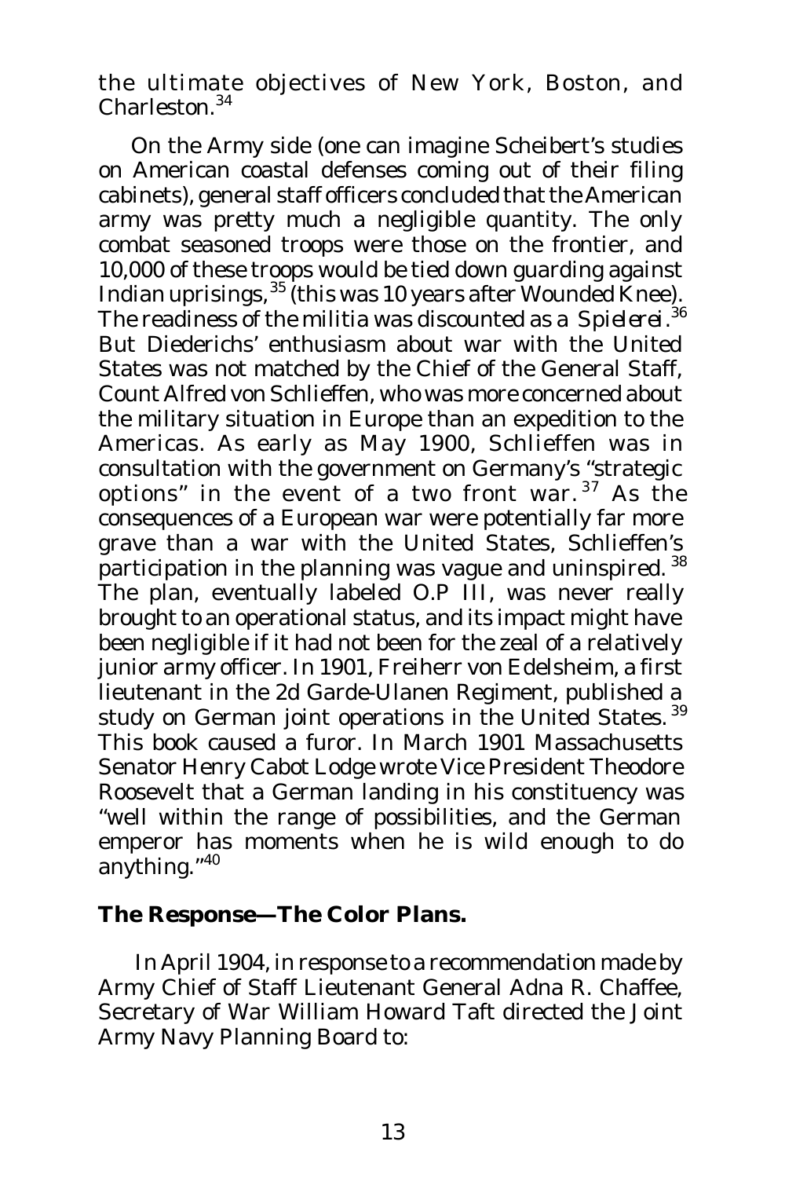the ultimate objectives of New York, Boston, and Charleston.[34]

On the Army side (one can imagine Scheibert's studies on American coastal defenses coming out of their filing cabinets), general staff officers concluded that the American army was pretty much a negligible quantity. The only combat seasoned troops were those on the frontier, and 10,000 of these troops would be tied down guarding against Indian uprisings,[35] (this was 10 years after Wounded Knee). The readiness of the militia was discounted as a *Spielerei*.[36] But Diederichs' enthusiasm about war with the United States was not matched by the Chief of the General Staff, Count Alfred von Schlieffen, who was more concerned about the military situation in Europe than an expedition to the Americas. As early as May 1900, Schlieffen was in consultation with the government on Germany's "strategic options" in the event of a two front war.[37] As the consequences of a European war were potentially far more grave than a war with the United States, Schlieffen's participation in the planning was vague and uninspired.[38] The plan, eventually labeled O.P III, was never really brought to an operational status, and its impact might have been negligible if it had not been for the zeal of a relatively junior army officer. In 1901, Freiherr von Edelsheim, a first lieutenant in the 2d Garde-Ulanen Regiment, published a study on German joint operations in the United States.[39] This book caused a furor. In March 1901 Massachusetts Senator Henry Cabot Lodge wrote Vice President Theodore Roosevelt that a German landing in his constituency was "well within the range of possibilities, and the German emperor has moments when he is wild enough to do anything."[40]

**The Response—The Color Plans.**

In April 1904, in response to a recommendation made by Army Chief of Staff Lieutenant General Adna R. Chaffee, Secretary of War William Howard Taft directed the Joint Army Navy Planning Board to: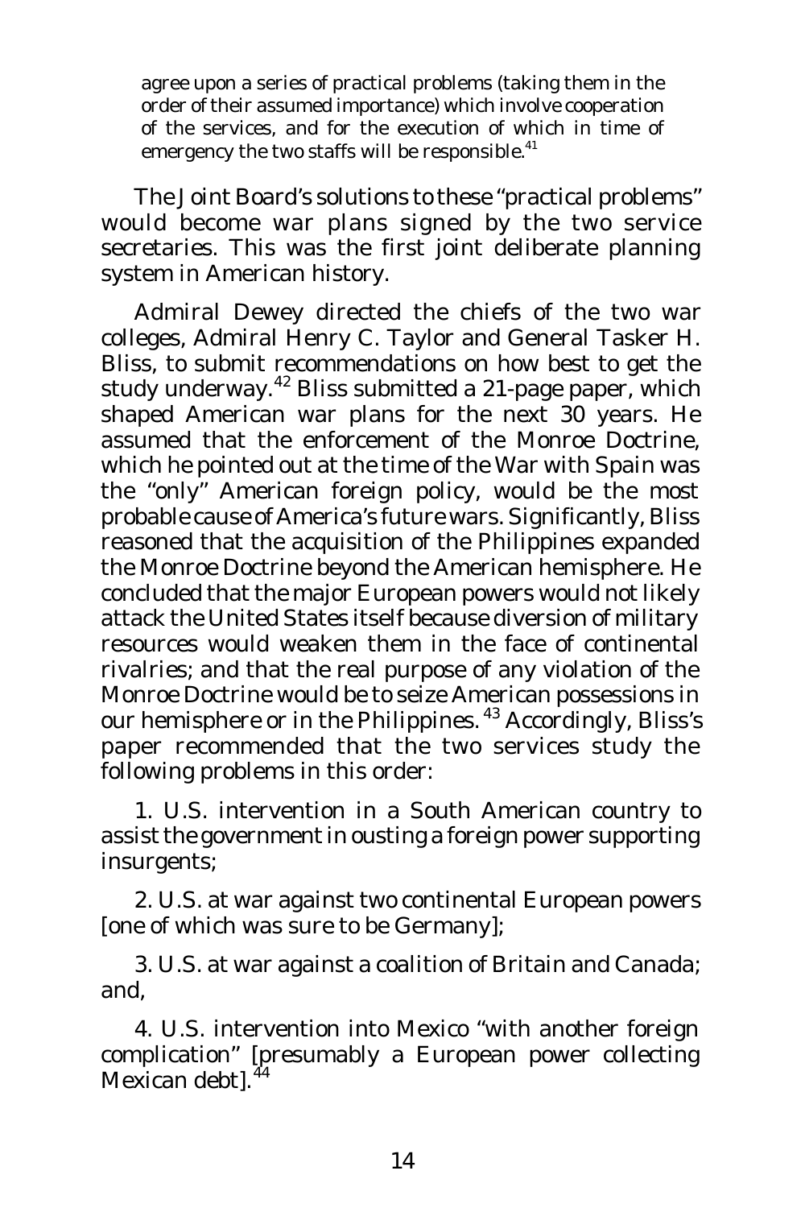> agree upon a series of practical problems (taking them in the order of their assumed importance) which involve cooperation of the services, and for the execution of which in time of emergency the two staffs will be responsible.[41]

The Joint Board's solutions to these "practical problems" would become war plans signed by the two service secretaries. This was the first joint deliberate planning system in American history.

Admiral Dewey directed the chiefs of the two war colleges, Admiral Henry C. Taylor and General Tasker H. Bliss, to submit recommendations on how best to get the study underway.[42] Bliss submitted a 21-page paper, which shaped American war plans for the next 30 years. He assumed that the enforcement of the Monroe Doctrine, which he pointed out at the time of the War with Spain was the "only" American foreign policy, would be the most probable cause of America's future wars. Significantly, Bliss reasoned that the acquisition of the Philippines expanded the Monroe Doctrine beyond the American hemisphere. He concluded that the major European powers would not likely attack the United States itself because diversion of military resources would weaken them in the face of continental rivalries; and that the real purpose of any violation of the Monroe Doctrine would be to seize American possessions in our hemisphere or in the Philippines.[43] Accordingly, Bliss's paper recommended that the two services study the following problems in this order:

1. U.S. intervention in a South American country to assist the government in ousting a foreign power supporting insurgents;

2. U.S. at war against two continental European powers [one of which was sure to be Germany];

3. U.S. at war against a coalition of Britain and Canada; and,

4. U.S. intervention into Mexico "with another foreign complication" [presumably a European power collecting Mexican debt].[44]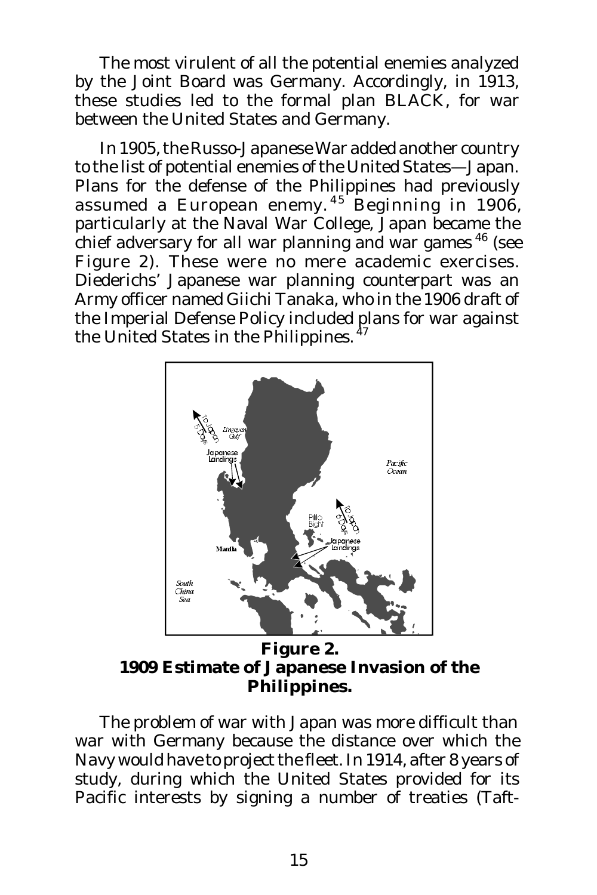The most virulent of all the potential enemies analyzed by the Joint Board was Germany. Accordingly, in 1913, these studies led to the formal plan BLACK, for war between the United States and Germany.

In 1905, the Russo-Japanese War added another country to the list of potential enemies of the United States—Japan. Plans for the defense of the Philippines had previously assumed a European enemy.[45] Beginning in 1906, particularly at the Naval War College, Japan became the chief adversary for all war planning and war games[46] (see Figure 2). These were no mere academic exercises. Diederichs' Japanese war planning counterpart was an Army officer named Giichi Tanaka, who in the 1906 draft of the Imperial Defense Policy included plans for war against the United States in the Philippines.[47]

**Figure 2.**
**1909 Estimate of Japanese Invasion of the Philippines.**

The problem of war with Japan was more difficult than war with Germany because the distance over which the Navy would have to project the fleet. In 1914, after 8 years of study, during which the United States provided for its Pacific interests by signing a number of treaties (Taft-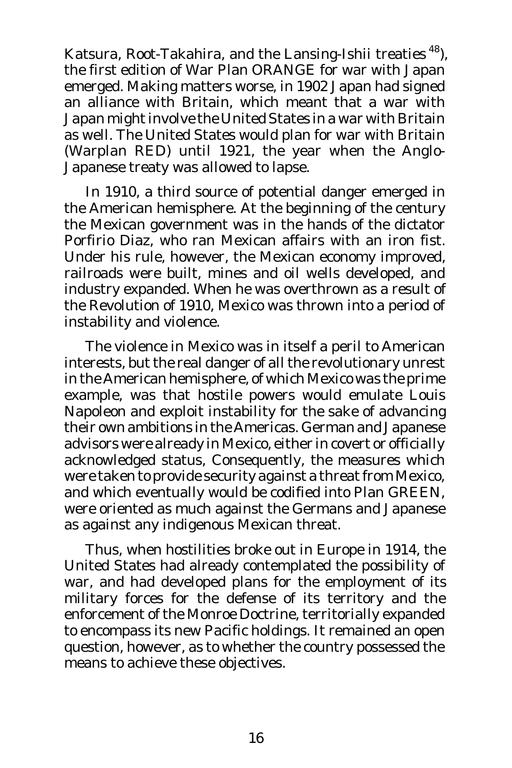Katsura, Root-Takahira, and the Lansing-Ishii treaties [48]), the first edition of War Plan ORANGE for war with Japan emerged. Making matters worse, in 1902 Japan had signed an alliance with Britain, which meant that a war with Japan might involve the United States in a war with Britain as well. The United States would plan for war with Britain (Warplan RED) until 1921, the year when the Anglo-Japanese treaty was allowed to lapse.

In 1910, a third source of potential danger emerged in the American hemisphere. At the beginning of the century the Mexican government was in the hands of the dictator Porfirio Diaz, who ran Mexican affairs with an iron fist. Under his rule, however, the Mexican economy improved, railroads were built, mines and oil wells developed, and industry expanded. When he was overthrown as a result of the Revolution of 1910, Mexico was thrown into a period of instability and violence.

The violence in Mexico was in itself a peril to American interests, but the real danger of all the revolutionary unrest in the American hemisphere, of which Mexico was the prime example, was that hostile powers would emulate Louis Napoleon and exploit instability for the sake of advancing their own ambitions in the Americas. German and Japanese advisors were already in Mexico, either in covert or officially acknowledged status, Consequently, the measures which were taken to provide security against a threat from Mexico, and which eventually would be codified into Plan GREEN, were oriented as much against the Germans and Japanese as against any indigenous Mexican threat.

Thus, when hostilities broke out in Europe in 1914, the United States had already contemplated the possibility of war, and had developed plans for the employment of its military forces for the defense of its territory and the enforcement of the Monroe Doctrine, territorially expanded to encompass its new Pacific holdings. It remained an open question, however, as to whether the country possessed the means to achieve these objectives.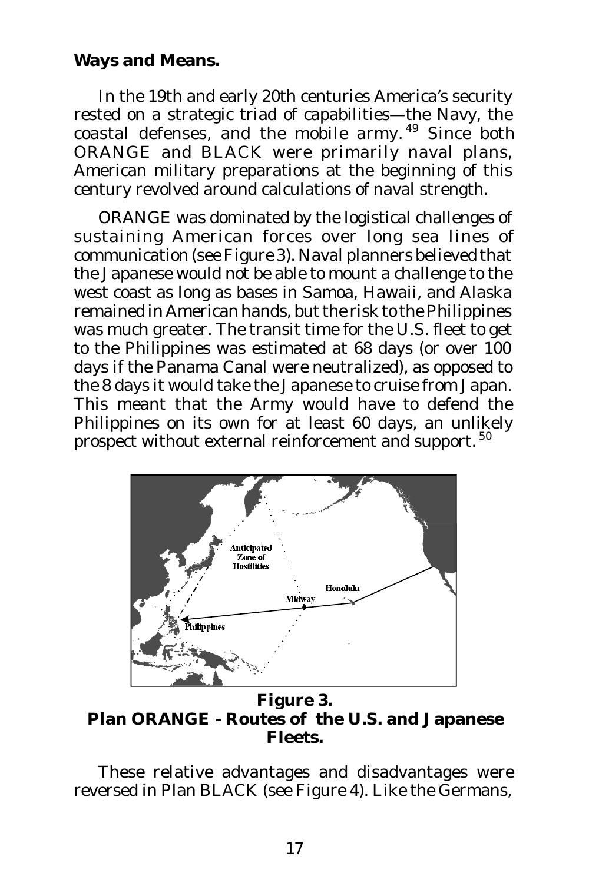**Ways and Means.**

In the 19th and early 20th centuries America's security rested on a strategic triad of capabilities—the Navy, the coastal defenses, and the mobile army.[49] Since both ORANGE and BLACK were primarily naval plans, American military preparations at the beginning of this century revolved around calculations of naval strength.

ORANGE was dominated by the logistical challenges of sustaining American forces over long sea lines of communication (see Figure 3). Naval planners believed that the Japanese would not be able to mount a challenge to the west coast as long as bases in Samoa, Hawaii, and Alaska remained in American hands, but the risk to the Philippines was much greater. The transit time for the U.S. fleet to get to the Philippines was estimated at 68 days (or over 100 days if the Panama Canal were neutralized), as opposed to the 8 days it would take the Japanese to cruise from Japan. This meant that the Army would have to defend the Philippines on its own for at least 60 days, an unlikely prospect without external reinforcement and support.[50]

**Figure 3.**
**Plan ORANGE - Routes of the U.S. and Japanese Fleets.**

These relative advantages and disadvantages were reversed in Plan BLACK (see Figure 4). Like the Germans,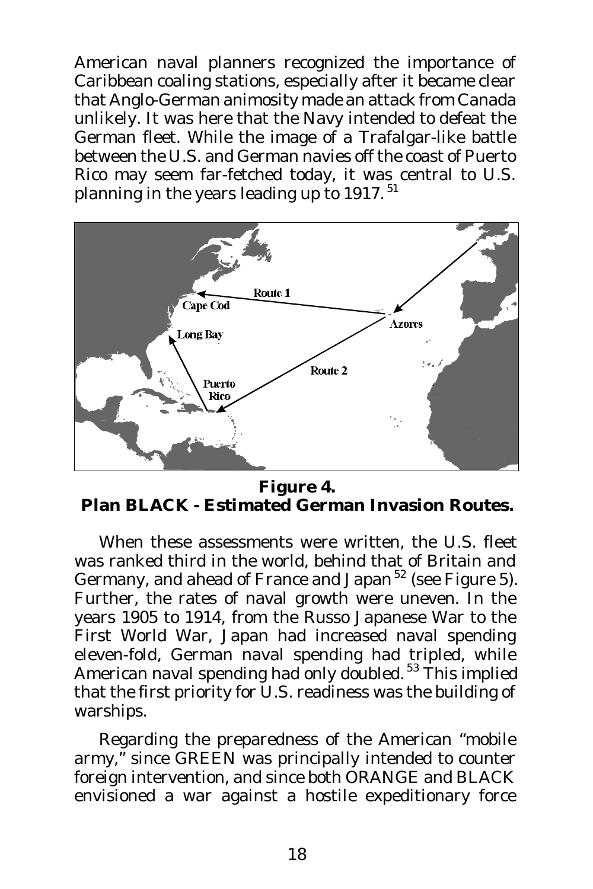American naval planners recognized the importance of Caribbean coaling stations, especially after it became clear that Anglo-German animosity made an attack from Canada unlikely. It was here that the Navy intended to defeat the German fleet. While the image of a Trafalgar-like battle between the U.S. and German navies off the coast of Puerto Rico may seem far-fetched today, it was central to U.S. planning in the years leading up to 1917.[51]

**Figure 4.**
**Plan BLACK - Estimated German Invasion Routes.**

When these assessments were written, the U.S. fleet was ranked third in the world, behind that of Britain and Germany, and ahead of France and Japan[52] (see Figure 5). Further, the rates of naval growth were uneven. In the years 1905 to 1914, from the Russo Japanese War to the First World War, Japan had increased naval spending eleven-fold, German naval spending had tripled, while American naval spending had only doubled.[53] This implied that the first priority for U.S. readiness was the building of warships.

Regarding the preparedness of the American "mobile army," since GREEN was principally intended to counter foreign intervention, and since both ORANGE and BLACK envisioned a war against a hostile expeditionary force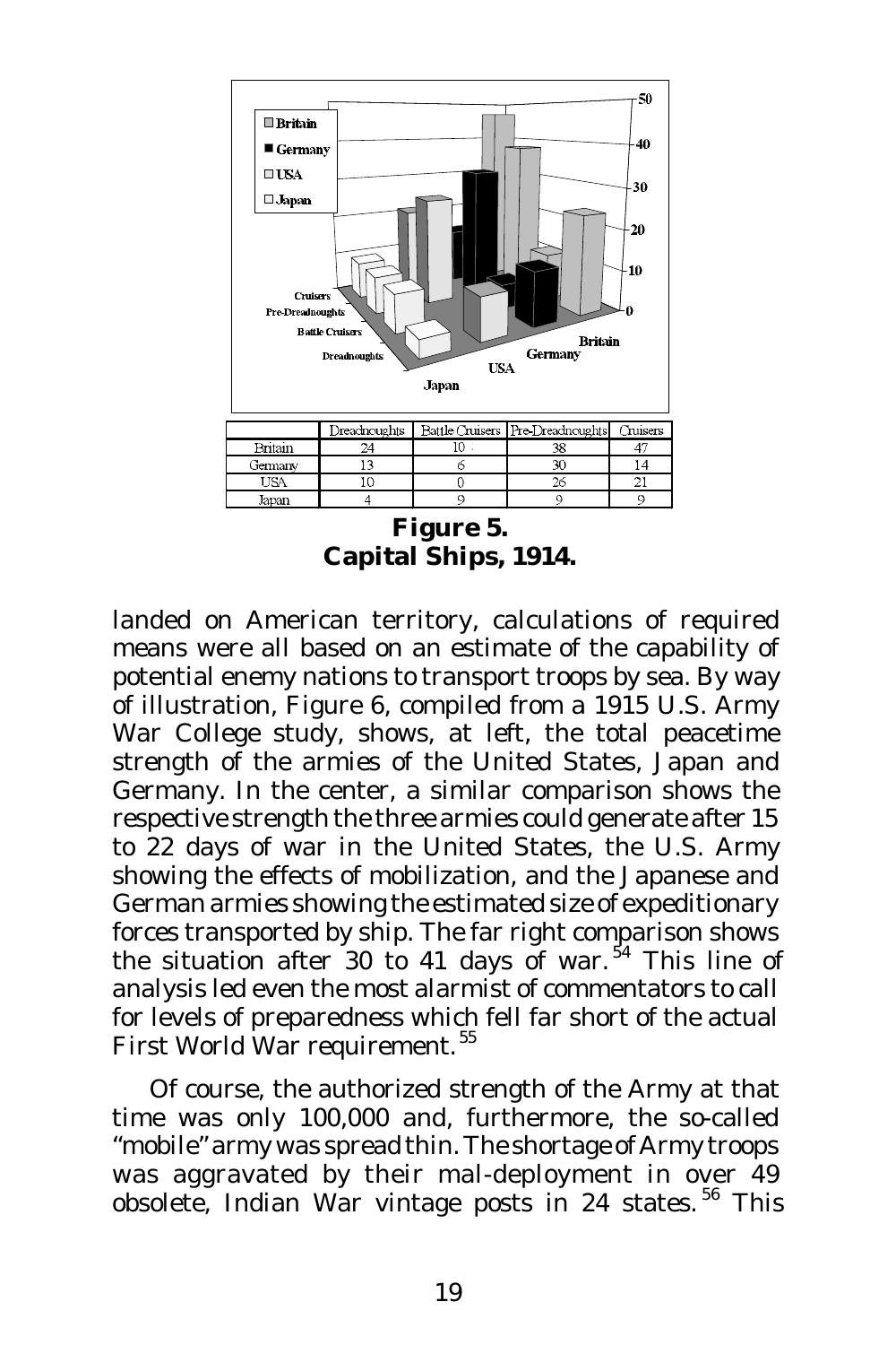| | Dreadnoughts | Battle Cruisers | Pre-Dreadnoughts | Cruisers |
|---|---|---|---|---|
| Britain | 24 | 10 | 38 | 47 |
| Germany | 13 | 6 | 30 | 14 |
| USA | 10 | 0 | 26 | 21 |
| Japan | 4 | 9 | 9 | 9 |

**Figure 5.**
**Capital Ships, 1914.**

landed on American territory, calculations of required means were all based on an estimate of the capability of potential enemy nations to transport troops by sea. By way of illustration, Figure 6, compiled from a 1915 U.S. Army War College study, shows, at left, the total peacetime strength of the armies of the United States, Japan and Germany. In the center, a similar comparison shows the respective strength the three armies could generate after 15 to 22 days of war in the United States, the U.S. Army showing the effects of mobilization, and the Japanese and German armies showing the estimated size of expeditionary forces transported by ship. The far right comparison shows the situation after 30 to 41 days of war.[54] This line of analysis led even the most alarmist of commentators to call for levels of preparedness which fell far short of the actual First World War requirement.[55]

Of course, the authorized strength of the Army at that time was only 100,000 and, furthermore, the so-called "mobile" army was spread thin. The shortage of Army troops was aggravated by their mal-deployment in over 49 obsolete, Indian War vintage posts in 24 states.[56] This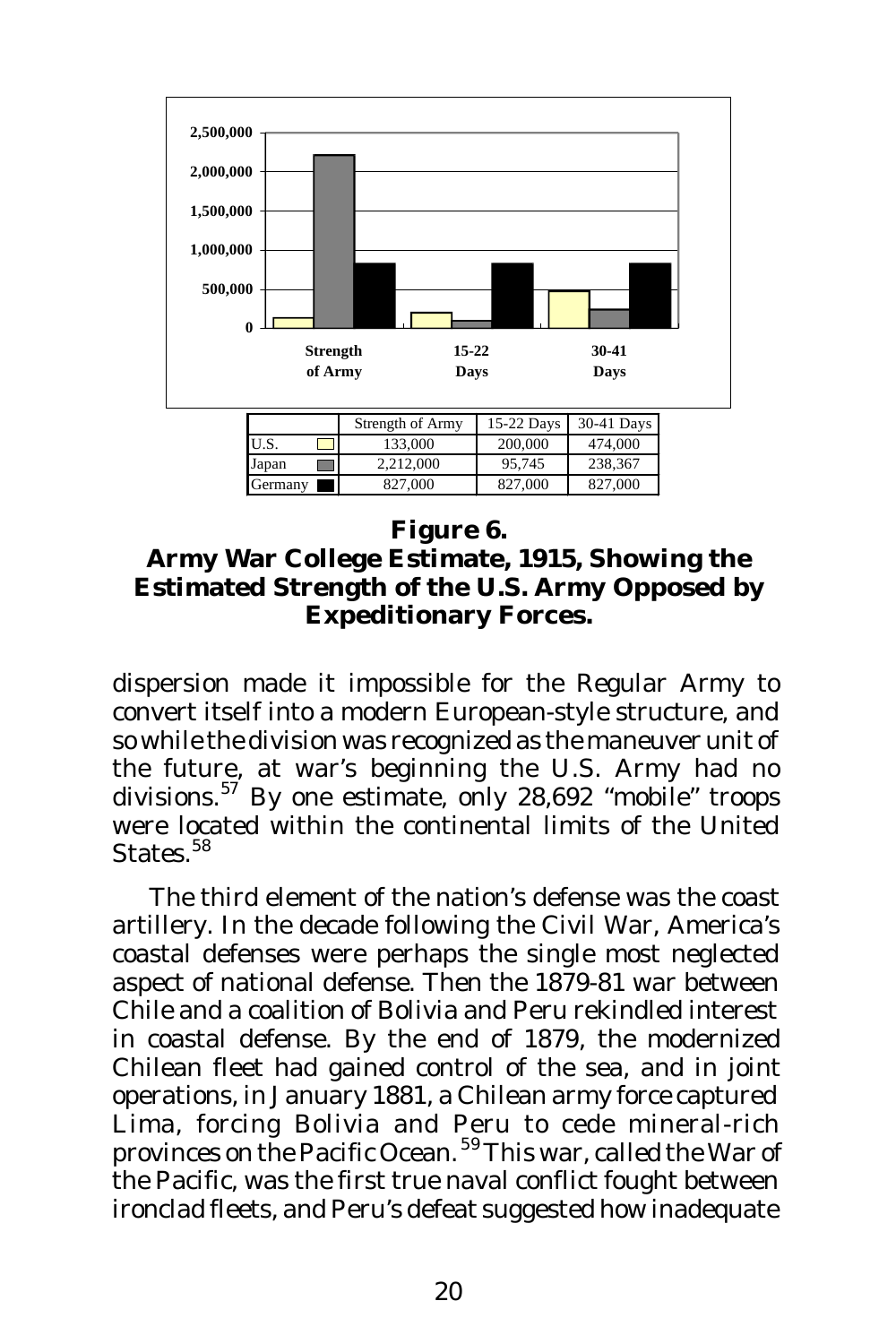| | Strength of Army | 15-22 Days | 30-41 Days |
|---|---|---|---|
| U.S. | 133,000 | 200,000 | 474,000 |
| Japan | 2,212,000 | 95,745 | 238,367 |
| Germany | 827,000 | 827,000 | 827,000 |

**Figure 6.**
**Army War College Estimate, 1915, Showing the Estimated Strength of the U.S. Army Opposed by Expeditionary Forces.**

dispersion made it impossible for the Regular Army to convert itself into a modern European-style structure, and so while the division was recognized as the maneuver unit of the future, at war's beginning the U.S. Army had no divisions.[57] By one estimate, only 28,692 "mobile" troops were located within the continental limits of the United States.[58]

The third element of the nation's defense was the coast artillery. In the decade following the Civil War, America's coastal defenses were perhaps the single most neglected aspect of national defense. Then the 1879-81 war between Chile and a coalition of Bolivia and Peru rekindled interest in coastal defense. By the end of 1879, the modernized Chilean fleet had gained control of the sea, and in joint operations, in January 1881, a Chilean army force captured Lima, forcing Bolivia and Peru to cede mineral-rich provinces on the Pacific Ocean.[59] This war, called the War of the Pacific, was the first true naval conflict fought between ironclad fleets, and Peru's defeat suggested how inadequate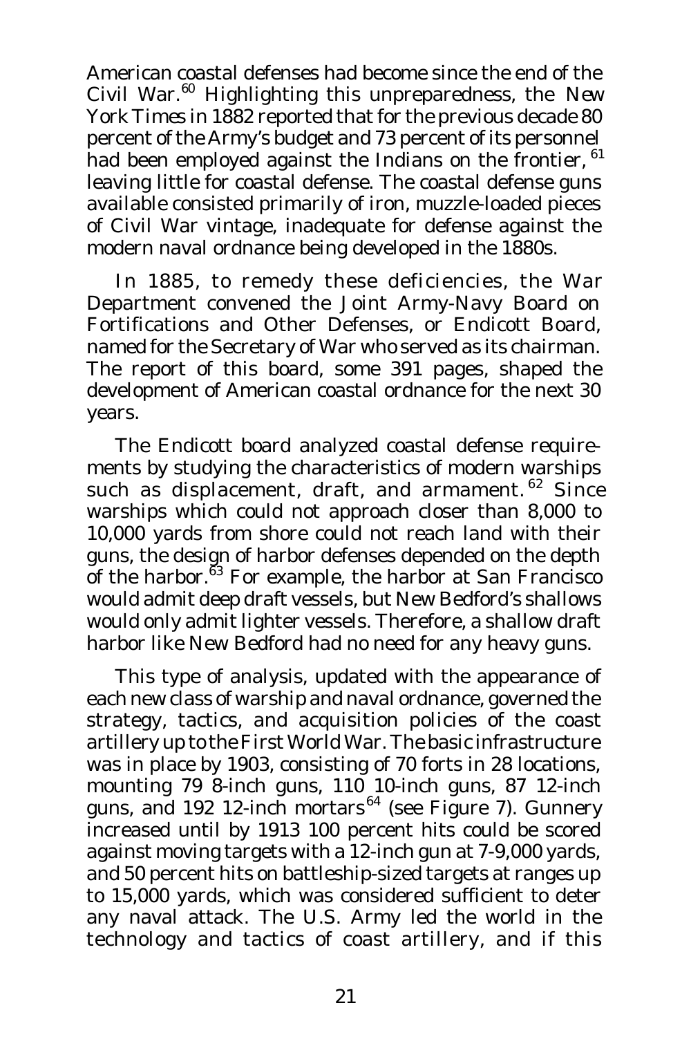American coastal defenses had become since the end of the Civil War.[60] Highlighting this unpreparedness, the *New York Times* in 1882 reported that for the previous decade 80 percent of the Army's budget and 73 percent of its personnel had been employed against the Indians on the frontier,[61] leaving little for coastal defense. The coastal defense guns available consisted primarily of iron, muzzle-loaded pieces of Civil War vintage, inadequate for defense against the modern naval ordnance being developed in the 1880s.

In 1885, to remedy these deficiencies, the War Department convened the Joint Army-Navy Board on Fortifications and Other Defenses, or Endicott Board, named for the Secretary of War who served as its chairman. The report of this board, some 391 pages, shaped the development of American coastal ordnance for the next 30 years.

The Endicott board analyzed coastal defense requirements by studying the characteristics of modern warships such as displacement, draft, and armament.[62] Since warships which could not approach closer than 8,000 to 10,000 yards from shore could not reach land with their guns, the design of harbor defenses depended on the depth of the harbor.[63] For example, the harbor at San Francisco would admit deep draft vessels, but New Bedford's shallows would only admit lighter vessels. Therefore, a shallow draft harbor like New Bedford had no need for any heavy guns.

This type of analysis, updated with the appearance of each new class of warship and naval ordnance, governed the strategy, tactics, and acquisition policies of the coast artillery up to the First World War. The basic infrastructure was in place by 1903, consisting of 70 forts in 28 locations, mounting 79 8-inch guns, 110 10-inch guns, 87 12-inch guns, and 192 12-inch mortars[64] (see Figure 7). Gunnery increased until by 1913 100 percent hits could be scored against moving targets with a 12-inch gun at 7-9,000 yards, and 50 percent hits on battleship-sized targets at ranges up to 15,000 yards, which was considered sufficient to deter any naval attack. The U.S. Army led the world in the technology and tactics of coast artillery, and if this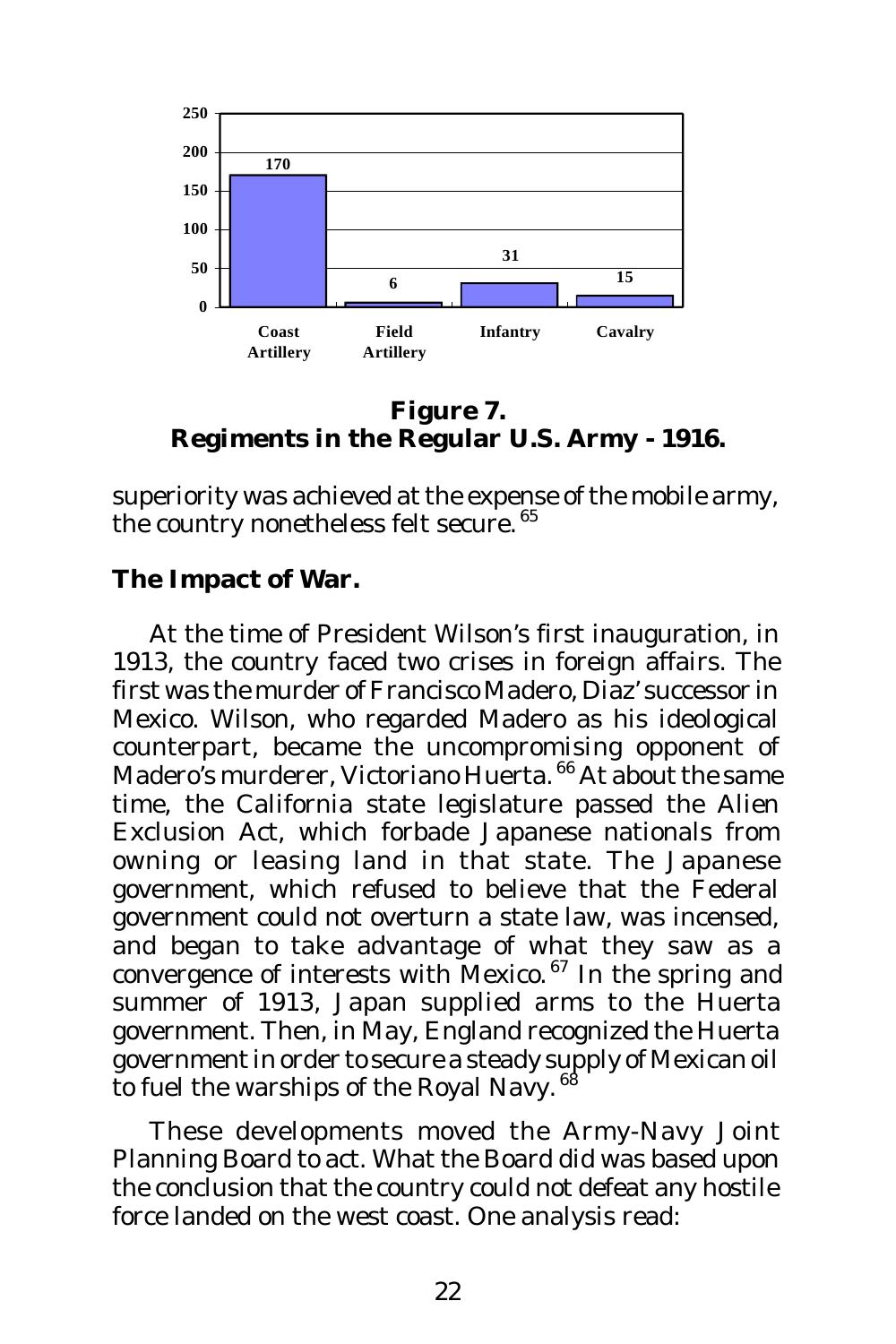| Coast Artillery | Field Artillery | Infantry | Cavalry |
|---|---|---|---|
| 170 | 6 | 31 | 15 |

**Figure 7.**
**Regiments in the Regular U.S. Army - 1916.**

superiority was achieved at the expense of the mobile army, the country nonetheless felt secure.[65]

### The Impact of War.

At the time of President Wilson's first inauguration, in 1913, the country faced two crises in foreign affairs. The first was the murder of Francisco Madero, Diaz' successor in Mexico. Wilson, who regarded Madero as his ideological counterpart, became the uncompromising opponent of Madero's murderer, Victoriano Huerta.[66] At about the same time, the California state legislature passed the Alien Exclusion Act, which forbade Japanese nationals from owning or leasing land in that state. The Japanese government, which refused to believe that the Federal government could not overturn a state law, was incensed, and began to take advantage of what they saw as a convergence of interests with Mexico.[67] In the spring and summer of 1913, Japan supplied arms to the Huerta government. Then, in May, England recognized the Huerta government in order to secure a steady supply of Mexican oil to fuel the warships of the Royal Navy.[68]

These developments moved the Army-Navy Joint Planning Board to act. What the Board did was based upon the conclusion that the country could not defeat any hostile force landed on the west coast. One analysis read: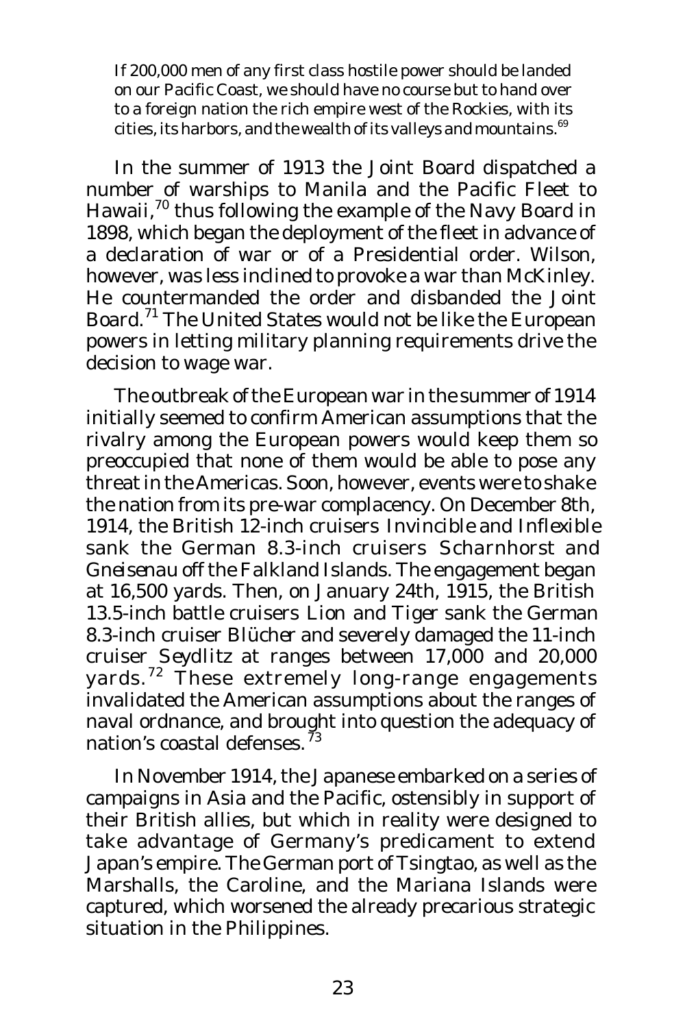> If 200,000 men of any first class hostile power should be landed on our Pacific Coast, we should have no course but to hand over to a foreign nation the rich empire west of the Rockies, with its cities, its harbors, and the wealth of its valleys and mountains.[69]

In the summer of 1913 the Joint Board dispatched a number of warships to Manila and the Pacific Fleet to Hawaii,[70] thus following the example of the Navy Board in 1898, which began the deployment of the fleet in advance of a declaration of war or of a Presidential order. Wilson, however, was less inclined to provoke a war than McKinley. He countermanded the order and disbanded the Joint Board.[71] The United States would not be like the European powers in letting military planning requirements drive the decision to wage war.

The outbreak of the European war in the summer of 1914 initially seemed to confirm American assumptions that the rivalry among the European powers would keep them so preoccupied that none of them would be able to pose any threat in the Americas. Soon, however, events were to shake the nation from its pre-war complacency. On December 8th, 1914, the British 12-inch cruisers *Invincible* and *Inflexible* sank the German 8.3-inch cruisers *Scharnhorst* and *Gneisenau* off the Falkland Islands. The engagement began at 16,500 yards. Then, on January 24th, 1915, the British 13.5-inch battle cruisers *Lion* and *Tiger* sank the German 8.3-inch cruiser *Blücher* and severely damaged the 11-inch cruiser *Seydlitz* at ranges between 17,000 and 20,000 yards.[72] These extremely long-range engagements invalidated the American assumptions about the ranges of naval ordnance, and brought into question the adequacy of nation's coastal defenses.[73]

In November 1914, the Japanese embarked on a series of campaigns in Asia and the Pacific, ostensibly in support of their British allies, but which in reality were designed to take advantage of Germany's predicament to extend Japan's empire. The German port of Tsingtao, as well as the Marshalls, the Caroline, and the Mariana Islands were captured, which worsened the already precarious strategic situation in the Philippines.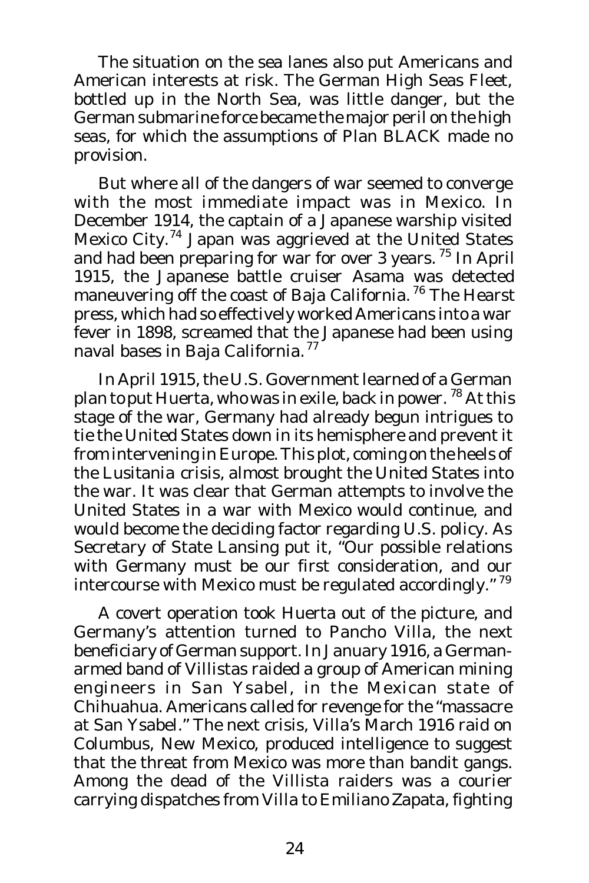The situation on the sea lanes also put Americans and American interests at risk. The German High Seas Fleet, bottled up in the North Sea, was little danger, but the German submarine force became the major peril on the high seas, for which the assumptions of Plan BLACK made no provision.

But where all of the dangers of war seemed to converge with the most immediate impact was in Mexico. In December 1914, the captain of a Japanese warship visited Mexico City.[74] Japan was aggrieved at the United States and had been preparing for war for over 3 years.[75] In April 1915, the Japanese battle cruiser *Asama* was detected maneuvering off the coast of Baja California.[76] The Hearst press, which had so effectively worked Americans into a war fever in 1898, screamed that the Japanese had been using naval bases in Baja California.[77]

In April 1915, the U.S. Government learned of a German plan to put Huerta, who was in exile, back in power.[78] At this stage of the war, Germany had already begun intrigues to tie the United States down in its hemisphere and prevent it from intervening in Europe. This plot, coming on the heels of the *Lusitania* crisis, almost brought the United States into the war. It was clear that German attempts to involve the United States in a war with Mexico would continue, and would become the deciding factor regarding U.S. policy. As Secretary of State Lansing put it, "Our possible relations with Germany must be our first consideration, and our intercourse with Mexico must be regulated accordingly."[79]

A covert operation took Huerta out of the picture, and Germany's attention turned to Pancho Villa, the next beneficiary of German support. In January 1916, a German-armed band of Villistas raided a group of American mining engineers in San Ysabel, in the Mexican state of Chihuahua. Americans called for revenge for the "massacre at San Ysabel." The next crisis, Villa's March 1916 raid on Columbus, New Mexico, produced intelligence to suggest that the threat from Mexico was more than bandit gangs. Among the dead of the Villista raiders was a courier carrying dispatches from Villa to Emiliano Zapata, fighting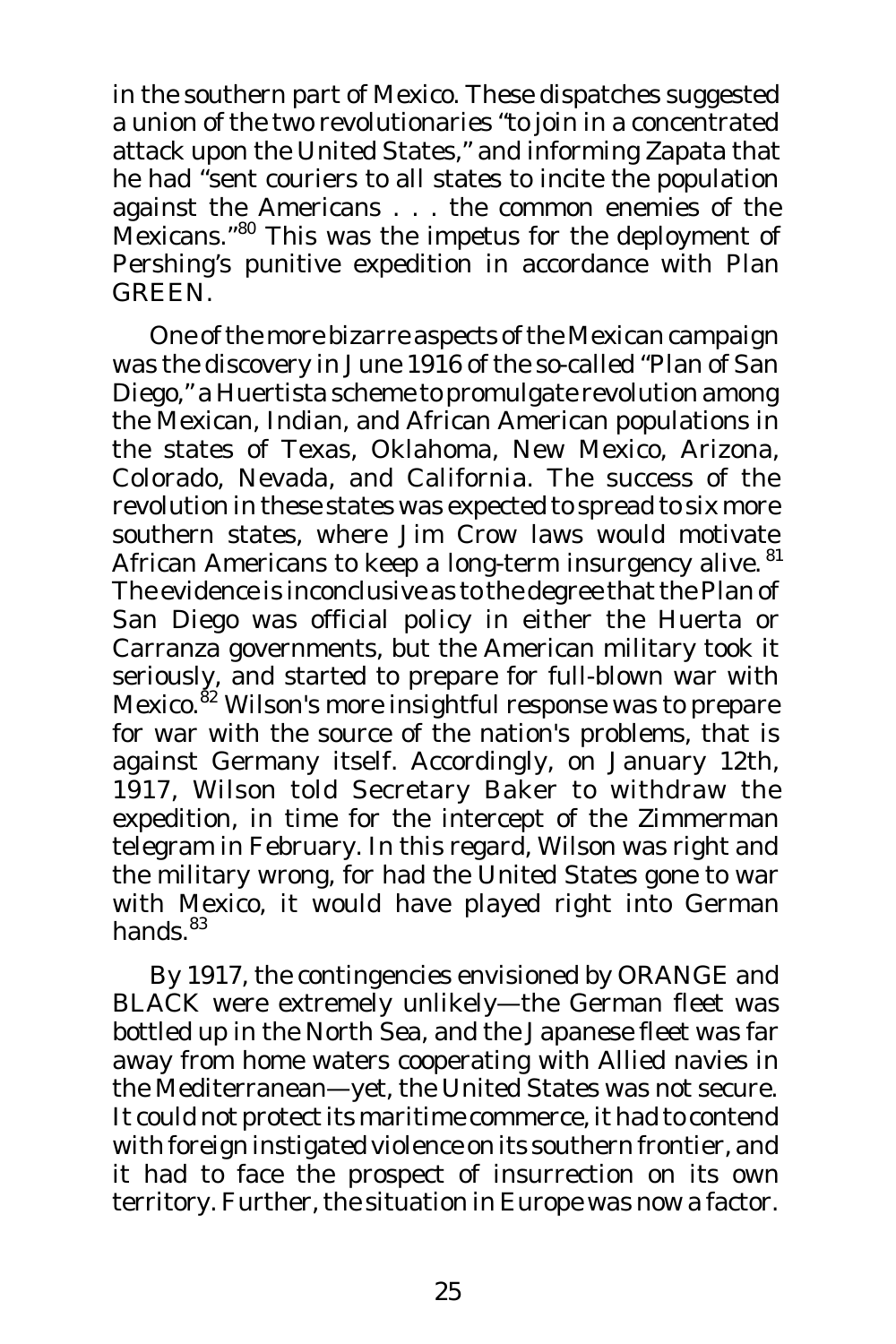in the southern part of Mexico. These dispatches suggested a union of the two revolutionaries "to join in a concentrated attack upon the United States," and informing Zapata that he had "sent couriers to all states to incite the population against the Americans . . . the common enemies of the Mexicans."[80] This was the impetus for the deployment of Pershing's punitive expedition in accordance with Plan GREEN.

One of the more bizarre aspects of the Mexican campaign was the discovery in June 1916 of the so-called "Plan of San Diego," a Huertista scheme to promulgate revolution among the Mexican, Indian, and African American populations in the states of Texas, Oklahoma, New Mexico, Arizona, Colorado, Nevada, and California. The success of the revolution in these states was expected to spread to six more southern states, where Jim Crow laws would motivate African Americans to keep a long-term insurgency alive.[81] The evidence is inconclusive as to the degree that the Plan of San Diego was official policy in either the Huerta or Carranza governments, but the American military took it seriously, and started to prepare for full-blown war with Mexico.[82] Wilson's more insightful response was to prepare for war with the source of the nation's problems, that is against Germany itself. Accordingly, on January 12th, 1917, Wilson told Secretary Baker to withdraw the expedition, in time for the intercept of the Zimmerman telegram in February. In this regard, Wilson was right and the military wrong, for had the United States gone to war with Mexico, it would have played right into German hands.[83]

By 1917, the contingencies envisioned by ORANGE and BLACK were extremely unlikely—the German fleet was bottled up in the North Sea, and the Japanese fleet was far away from home waters cooperating with Allied navies in the Mediterranean—yet, the United States was not secure. It could not protect its maritime commerce, it had to contend with foreign instigated violence on its southern frontier, and it had to face the prospect of insurrection on its own territory. Further, the situation in Europe was now a factor.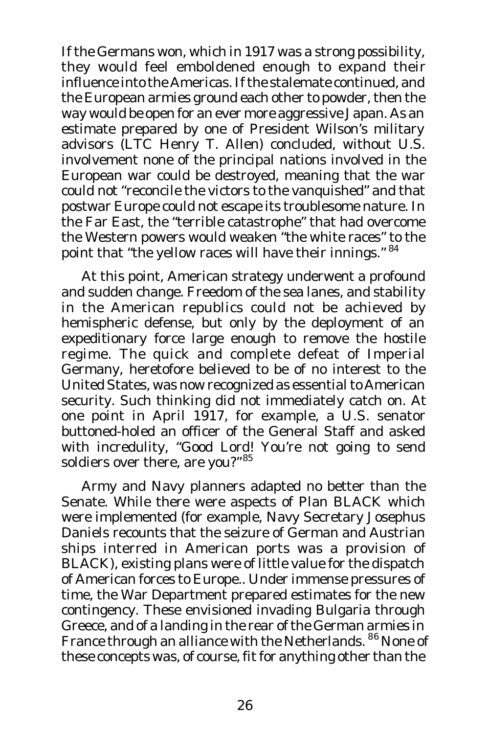If the Germans won, which in 1917 was a strong possibility, they would feel emboldened enough to expand their influence into the Americas. If the stalemate continued, and the European armies ground each other to powder, then the way would be open for an ever more aggressive Japan. As an estimate prepared by one of President Wilson's military advisors (LTC Henry T. Allen) concluded, without U.S. involvement none of the principal nations involved in the European war could be destroyed, meaning that the war could not "reconcile the victors to the vanquished" and that postwar Europe could not escape its troublesome nature. In the Far East, the "terrible catastrophe" that had overcome the Western powers would weaken "the white races" to the point that "the yellow races will have their innings." [84]

At this point, American strategy underwent a profound and sudden change. Freedom of the sea lanes, and stability in the American republics could not be achieved by hemispheric defense, but only by the deployment of an expeditionary force large enough to remove the hostile regime. The quick and complete defeat of Imperial Germany, heretofore believed to be of no interest to the United States, was now recognized as essential to American security. Such thinking did not immediately catch on. At one point in April 1917, for example, a U.S. senator buttoned-holed an officer of the General Staff and asked with incredulity, "Good Lord! You're not going to send soldiers over there, are you?"[85]

Army and Navy planners adapted no better than the Senate. While there were aspects of Plan BLACK which were implemented (for example, Navy Secretary Josephus Daniels recounts that the seizure of German and Austrian ships interred in American ports was a provision of BLACK), existing plans were of little value for the dispatch of American forces to Europe.. Under immense pressures of time, the War Department prepared estimates for the new contingency. These envisioned invading Bulgaria through Greece, and of a landing in the rear of the German armies in France through an alliance with the Netherlands. [86] None of these concepts was, of course, fit for anything other than the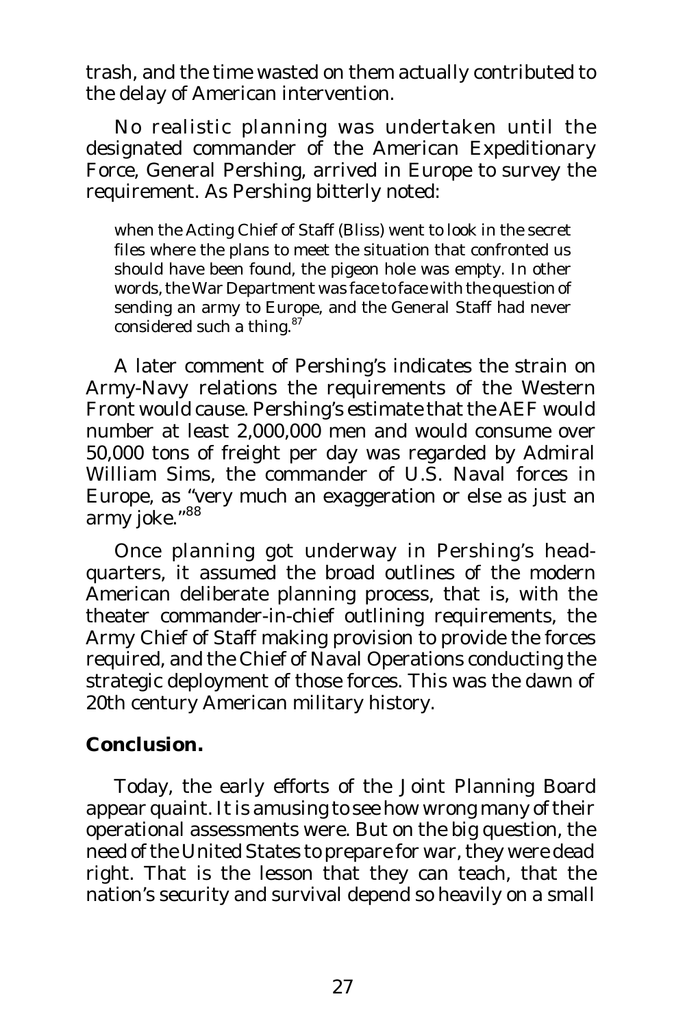trash, and the time wasted on them actually contributed to the delay of American intervention.

No realistic planning was undertaken until the designated commander of the American Expeditionary Force, General Pershing, arrived in Europe to survey the requirement. As Pershing bitterly noted:

> when the Acting Chief of Staff (Bliss) went to look in the secret files where the plans to meet the situation that confronted us should have been found, the pigeon hole was empty. In other words, the War Department was face to face with the question of sending an army to Europe, and the General Staff had never considered such a thing.[87]

A later comment of Pershing's indicates the strain on Army-Navy relations the requirements of the Western Front would cause. Pershing's estimate that the AEF would number at least 2,000,000 men and would consume over 50,000 tons of freight per day was regarded by Admiral William Sims, the commander of U.S. Naval forces in Europe, as "very much an exaggeration or else as just an army joke."[88]

Once planning got underway in Pershing's headquarters, it assumed the broad outlines of the modern American deliberate planning process, that is, with the theater commander-in-chief outlining requirements, the Army Chief of Staff making provision to provide the forces required, and the Chief of Naval Operations conducting the strategic deployment of those forces. This was the dawn of 20th century American military history.

## Conclusion.

Today, the early efforts of the Joint Planning Board appear quaint. It is amusing to see how wrong many of their operational assessments were. But on the big question, the need of the United States to prepare for war, they were dead right. That is the lesson that they can teach, that the nation's security and survival depend so heavily on a small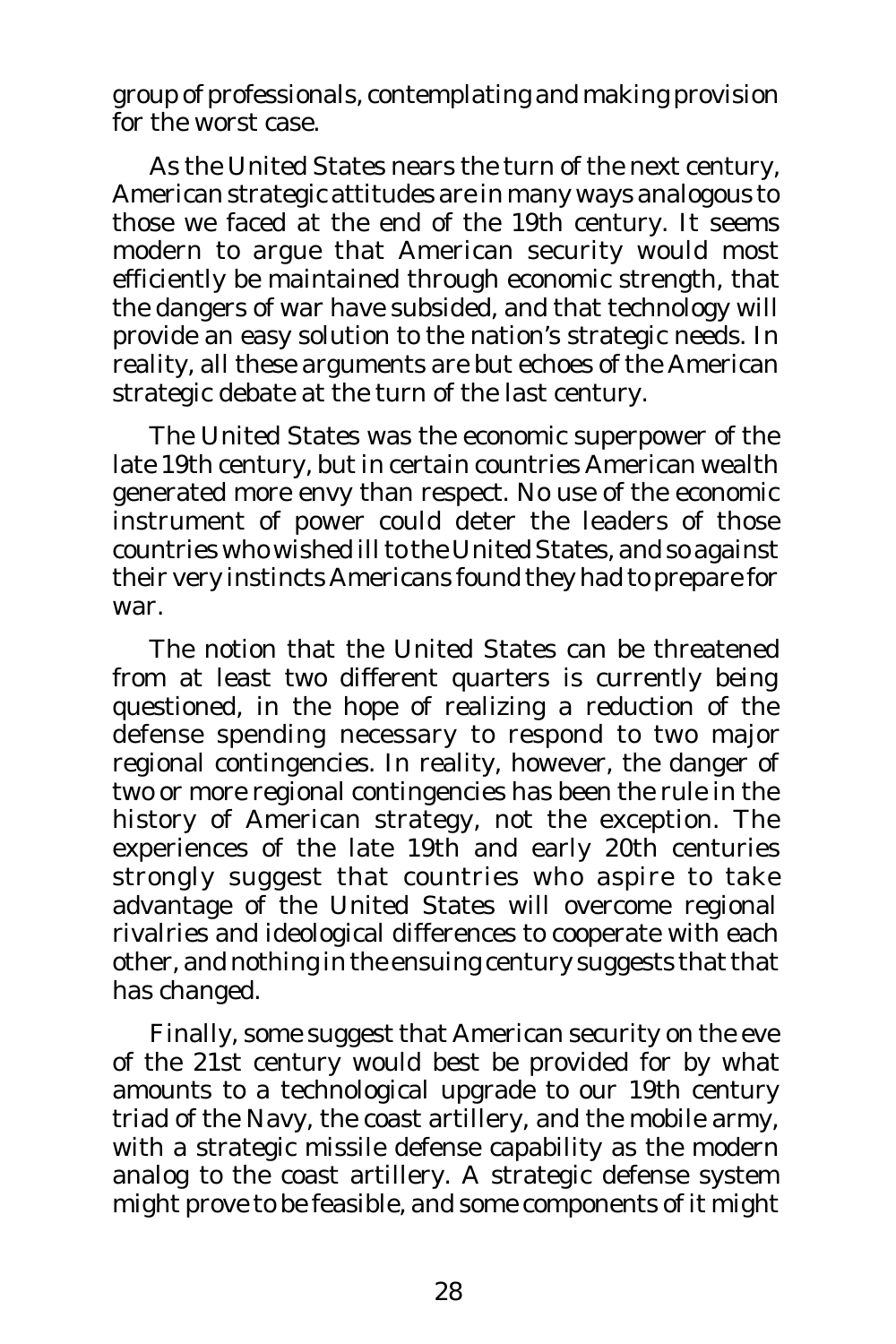group of professionals, contemplating and making provision for the worst case.

As the United States nears the turn of the next century, American strategic attitudes are in many ways analogous to those we faced at the end of the 19th century. It seems modern to argue that American security would most efficiently be maintained through economic strength, that the dangers of war have subsided, and that technology will provide an easy solution to the nation's strategic needs. In reality, all these arguments are but echoes of the American strategic debate at the turn of the last century.

The United States was the economic superpower of the late 19th century, but in certain countries American wealth generated more envy than respect. No use of the economic instrument of power could deter the leaders of those countries who wished ill to the United States, and so against their very instincts Americans found they had to prepare for war.

The notion that the United States can be threatened from at least two different quarters is currently being questioned, in the hope of realizing a reduction of the defense spending necessary to respond to two major regional contingencies. In reality, however, the danger of two or more regional contingencies has been the rule in the history of American strategy, not the exception. The experiences of the late 19th and early 20th centuries strongly suggest that countries who aspire to take advantage of the United States will overcome regional rivalries and ideological differences to cooperate with each other, and nothing in the ensuing century suggests that that has changed.

Finally, some suggest that American security on the eve of the 21st century would best be provided for by what amounts to a technological upgrade to our 19th century triad of the Navy, the coast artillery, and the mobile army, with a strategic missile defense capability as the modern analog to the coast artillery. A strategic defense system might prove to be feasible, and some components of it might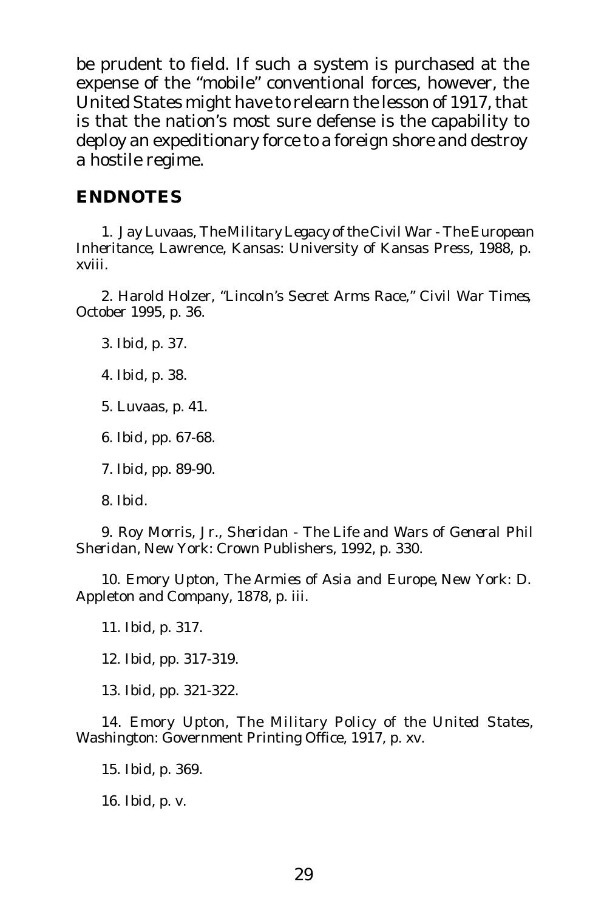be prudent to field. If such a system is purchased at the expense of the "mobile" conventional forces, however, the United States might have to relearn the lesson of 1917, that is that the nation's most sure defense is the capability to deploy an expeditionary force to a foreign shore and destroy a hostile regime.

## ENDNOTES

1. Jay Luvaas, *The Military Legacy of the Civil War - The European Inheritance*, Lawrence, Kansas: University of Kansas Press, 1988, p. xviii.

2. Harold Holzer, "Lincoln's Secret Arms Race," *Civil War Times*, October 1995, p. 36.

3. Ibid, p. 37.

4. Ibid, p. 38.

5. Luvaas, p. 41.

6. Ibid, pp. 67-68.

7. Ibid, pp. 89-90.

8. Ibid.

9. Roy Morris, Jr., *Sheridan - The Life and Wars of General Phil Sheridan*, New York: Crown Publishers, 1992, p. 330.

10. Emory Upton, *The Armies of Asia and Europe*, New York: D. Appleton and Company, 1878, p. iii.

11. Ibid, p. 317.

12. Ibid, pp. 317-319.

13. Ibid, pp. 321-322.

14. Emory Upton, *The Military Policy of the United States*, Washington: Government Printing Office, 1917, p. xv.

15. Ibid, p. 369.

16. Ibid, p. v.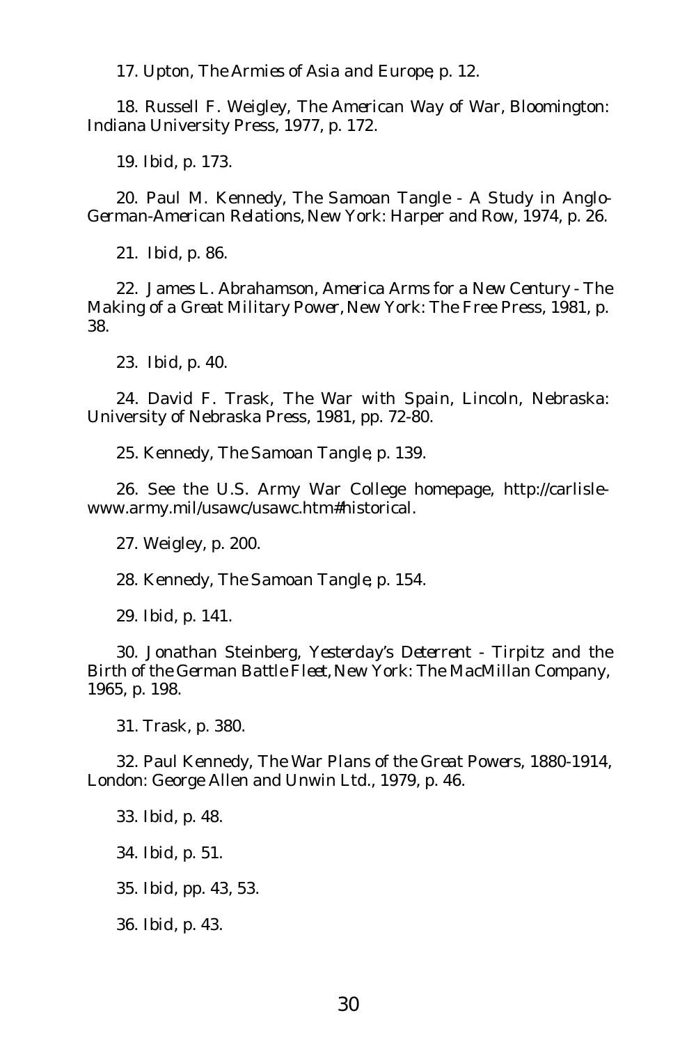17. Upton, *The Armies of Asia and Europe*, p. 12.

18. Russell F. Weigley, *The American Way of War*, Bloomington: Indiana University Press, 1977, p. 172.

19. *Ibid*, p. 173.

20. Paul M. Kennedy, *The Samoan Tangle - A Study in Anglo-German-American Relations*, New York: Harper and Row, 1974, p. 26.

21. *Ibid*, p. 86.

22. James L. Abrahamson, *America Arms for a New Century - The Making of a Great Military Power*, New York: The Free Press, 1981, p. 38.

23. *Ibid*, p. 40.

24. David F. Trask, *The War with Spain*, Lincoln, Nebraska: University of Nebraska Press, 1981, pp. 72-80.

25. Kennedy, *The Samoan Tangle*, p. 139.

26. See the U.S. Army War College homepage, http://carlisle-www.army.mil/usawc/usawc.htm#historical.

27. Weigley, p. 200.

28. Kennedy, *The Samoan Tangle*, p. 154.

29. *Ibid*, p. 141.

30. Jonathan Steinberg, *Yesterday's Deterrent - Tirpitz and the Birth of the German Battle Fleet*, New York: The MacMillan Company, 1965, p. 198.

31. Trask, p. 380.

32. Paul Kennedy, *The War Plans of the Great Powers, 1880-1914*, London: George Allen and Unwin Ltd., 1979, p. 46.

33. *Ibid*, p. 48.

34. *Ibid*, p. 51.

35. *Ibid*, pp. 43, 53.

36. *Ibid*, p. 43.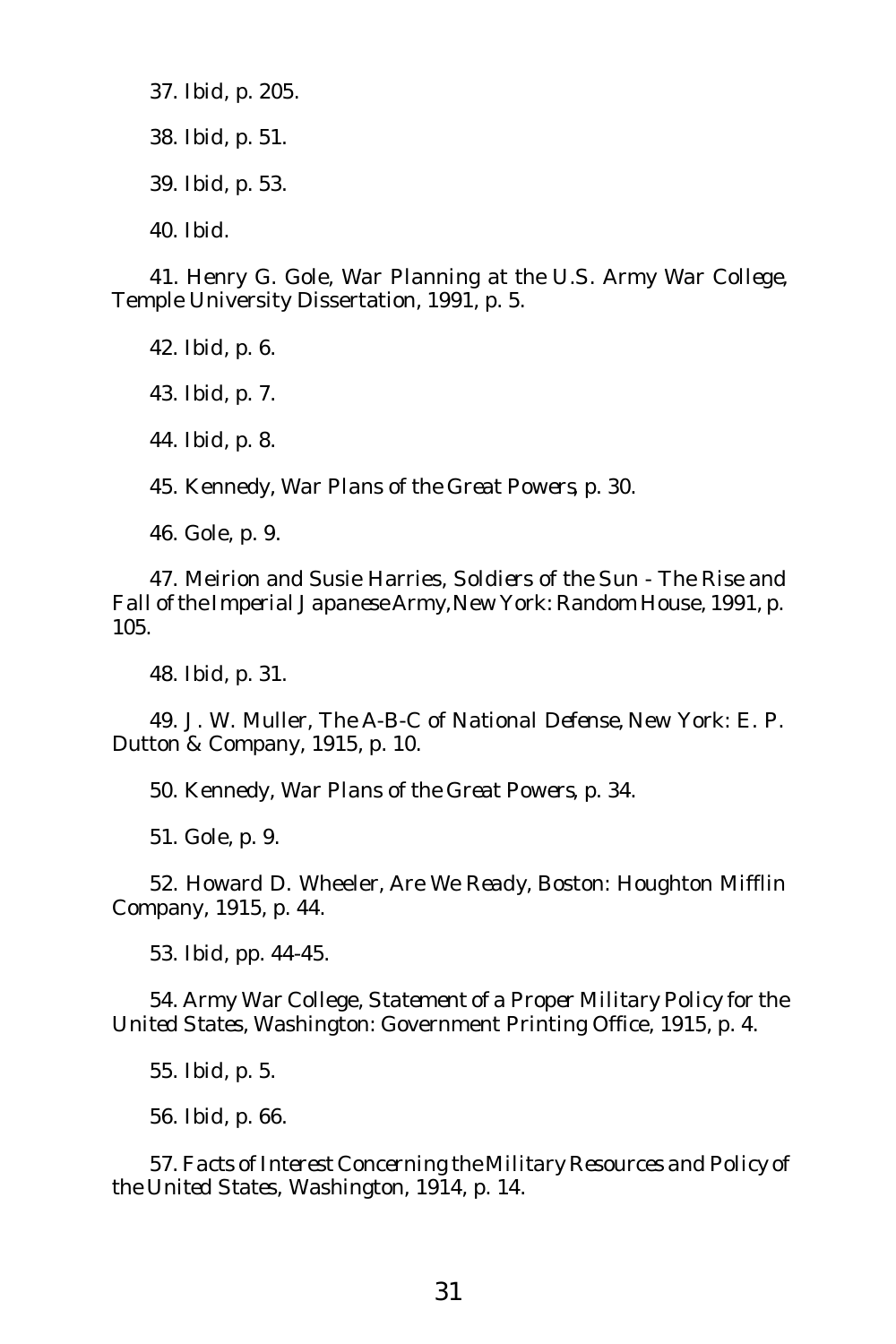37. Ibid, p. 205.

38. Ibid, p. 51.

39. Ibid, p. 53.

40. Ibid.

41. Henry G. Gole, *War Planning at the U.S. Army War College*, Temple University Dissertation, 1991, p. 5.

42. Ibid, p. 6.

43. Ibid, p. 7.

44. Ibid, p. 8.

45. Kennedy, *War Plans of the Great Powers*, p. 30.

46. Gole, p. 9.

47. Meirion and Susie Harries, *Soldiers of the Sun - The Rise and Fall of the Imperial Japanese Army*, New York: Random House, 1991, p. 105.

48. Ibid, p. 31.

49. J. W. Muller, *The A-B-C of National Defense*, New York: E. P. Dutton & Company, 1915, p. 10.

50. Kennedy, *War Plans of the Great Powers*, p. 34.

51. Gole, p. 9.

52. Howard D. Wheeler, *Are We Ready*, Boston: Houghton Mifflin Company, 1915, p. 44.

53. Ibid, pp. 44-45.

54. Army War College, *Statement of a Proper Military Policy for the United States*, Washington: Government Printing Office, 1915, p. 4.

55. Ibid, p. 5.

56. Ibid, p. 66.

57. *Facts of Interest Concerning the Military Resources and Policy of the United States*, Washington, 1914, p. 14.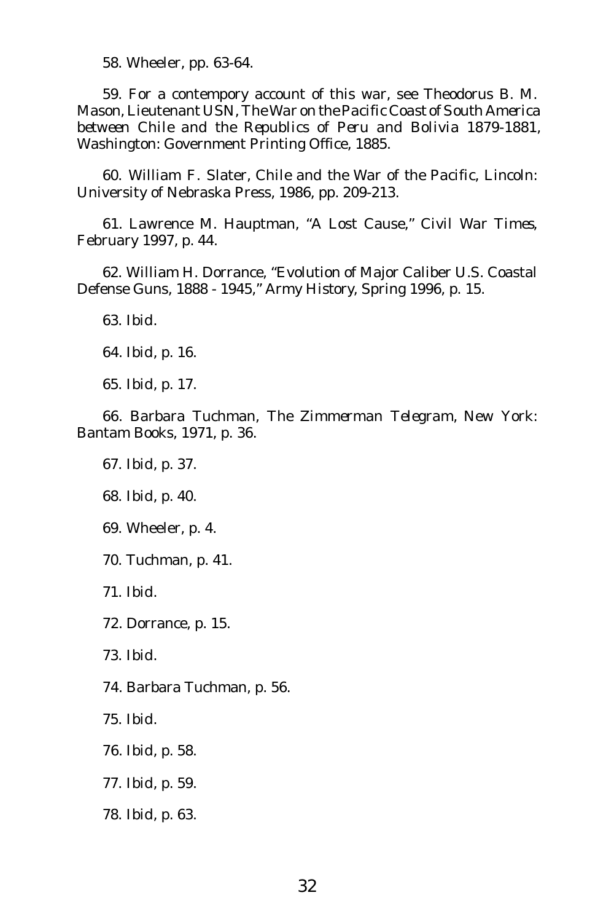58. Wheeler, pp. 63-64.

59. For a contempory account of this war, see Theodorus B. M. Mason, Lieutenant USN, *The War on the Pacific Coast of South America between Chile and the Republics of Peru and Bolivia 1879-1881*, Washington: Government Printing Office, 1885.

60. William F. Slater, *Chile and the War of the Pacific*, Lincoln: University of Nebraska Press, 1986, pp. 209-213.

61. Lawrence M. Hauptman, "A Lost Cause," *Civil War Times*, February 1997, p. 44.

62. William H. Dorrance, "Evolution of Major Caliber U.S. Coastal Defense Guns, 1888 - 1945," *Army History*, Spring 1996, p. 15.

63. Ibid.

64. Ibid, p. 16.

65. Ibid, p. 17.

66. Barbara Tuchman, *The Zimmerman Telegram*, New York: Bantam Books, 1971, p. 36.

67. Ibid, p. 37.

68. Ibid, p. 40.

69. Wheeler, p. 4.

70. Tuchman, p. 41.

71. Ibid.

72. Dorrance, p. 15.

73. Ibid.

74. Barbara Tuchman, p. 56.

75. Ibid.

76. Ibid, p. 58.

77. Ibid, p. 59.

78. Ibid, p. 63.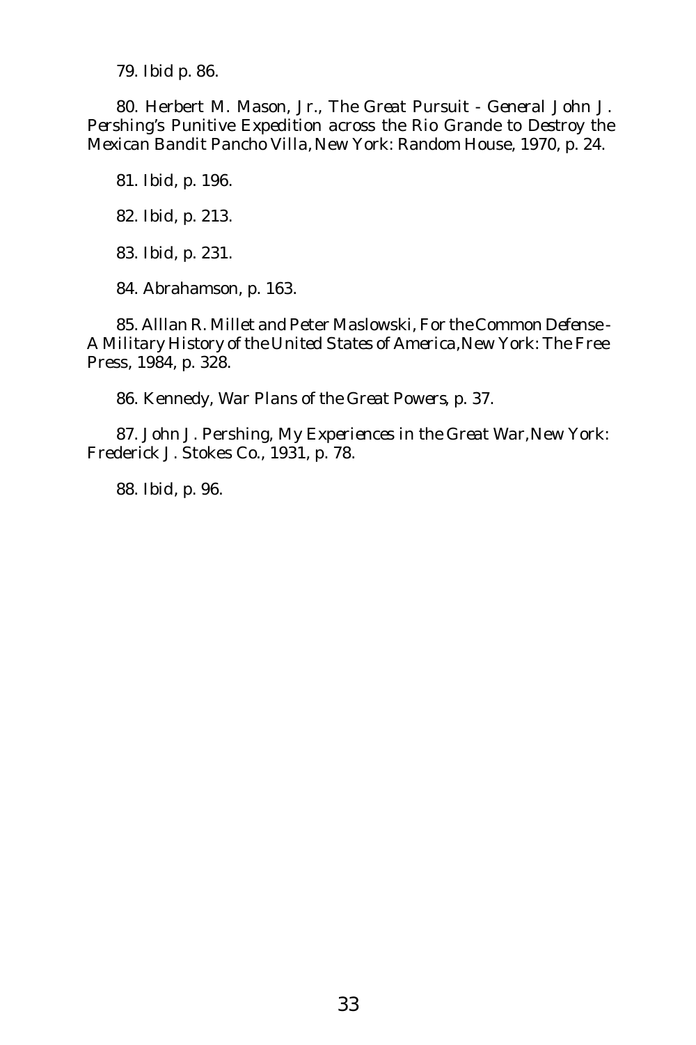79. Ibid p. 86.

80. Herbert M. Mason, Jr., *The Great Pursuit - General John J. Pershing's Punitive Expedition across the Rio Grande to Destroy the Mexican Bandit Pancho Villa*, New York: Random House, 1970, p. 24.

81. Ibid, p. 196.

82. Ibid, p. 213.

83. Ibid, p. 231.

84. Abrahamson, p. 163.

85. Alllan R. Millet and Peter Maslowski, *For the Common Defense - A Military History of the United States of America*, New York: The Free Press, 1984, p. 328.

86. Kennedy, *War Plans of the Great Powers*, p. 37.

87. John J. Pershing, *My Experiences in the Great War*, New York: Frederick J. Stokes Co., 1931, p. 78.

88. Ibid, p. 96.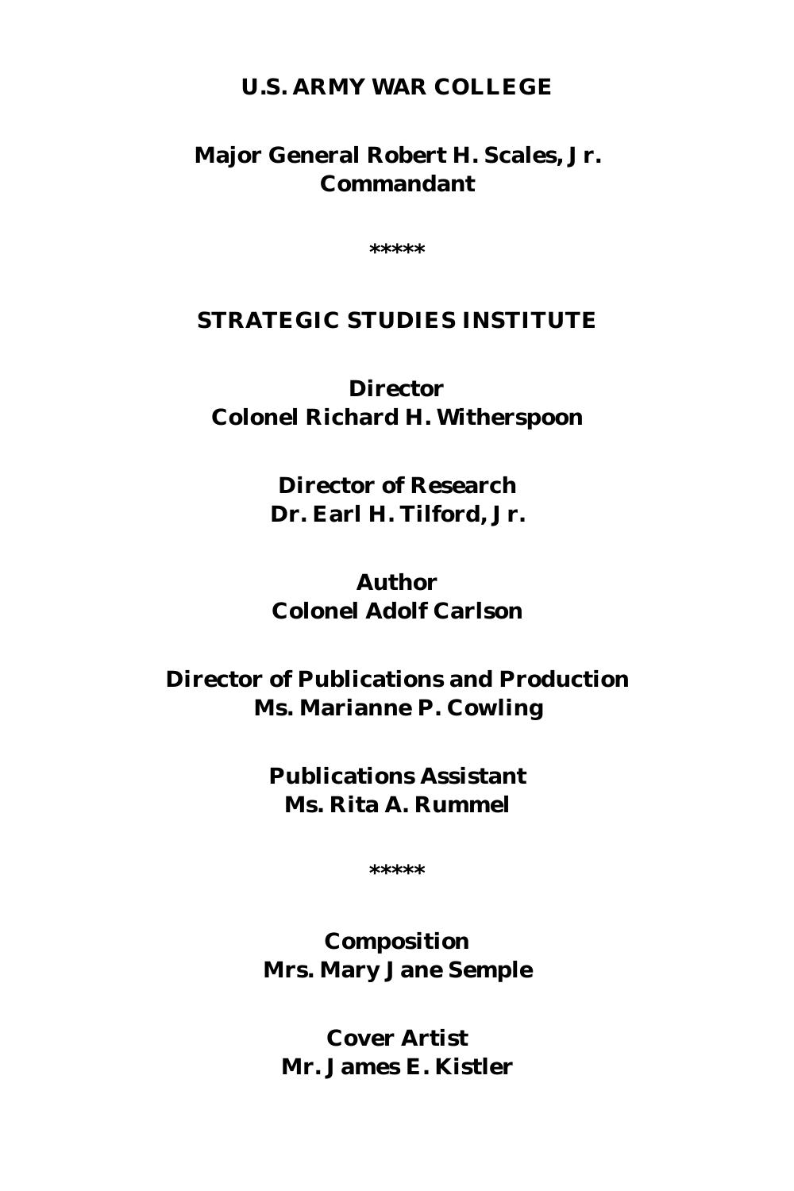**U.S. ARMY WAR COLLEGE**

**Major General Robert H. Scales, Jr.**
**Commandant**

*****

**STRATEGIC STUDIES INSTITUTE**

**Director**
**Colonel Richard H. Witherspoon**

**Director of Research**
**Dr. Earl H. Tilford, Jr.**

**Author**
**Colonel Adolf Carlson**

**Director of Publications and Production**
**Ms. Marianne P. Cowling**

**Publications Assistant**
**Ms. Rita A. Rummel**

*****

**Composition**
**Mrs. Mary Jane Semple**

**Cover Artist**
**Mr. James E. Kistler**